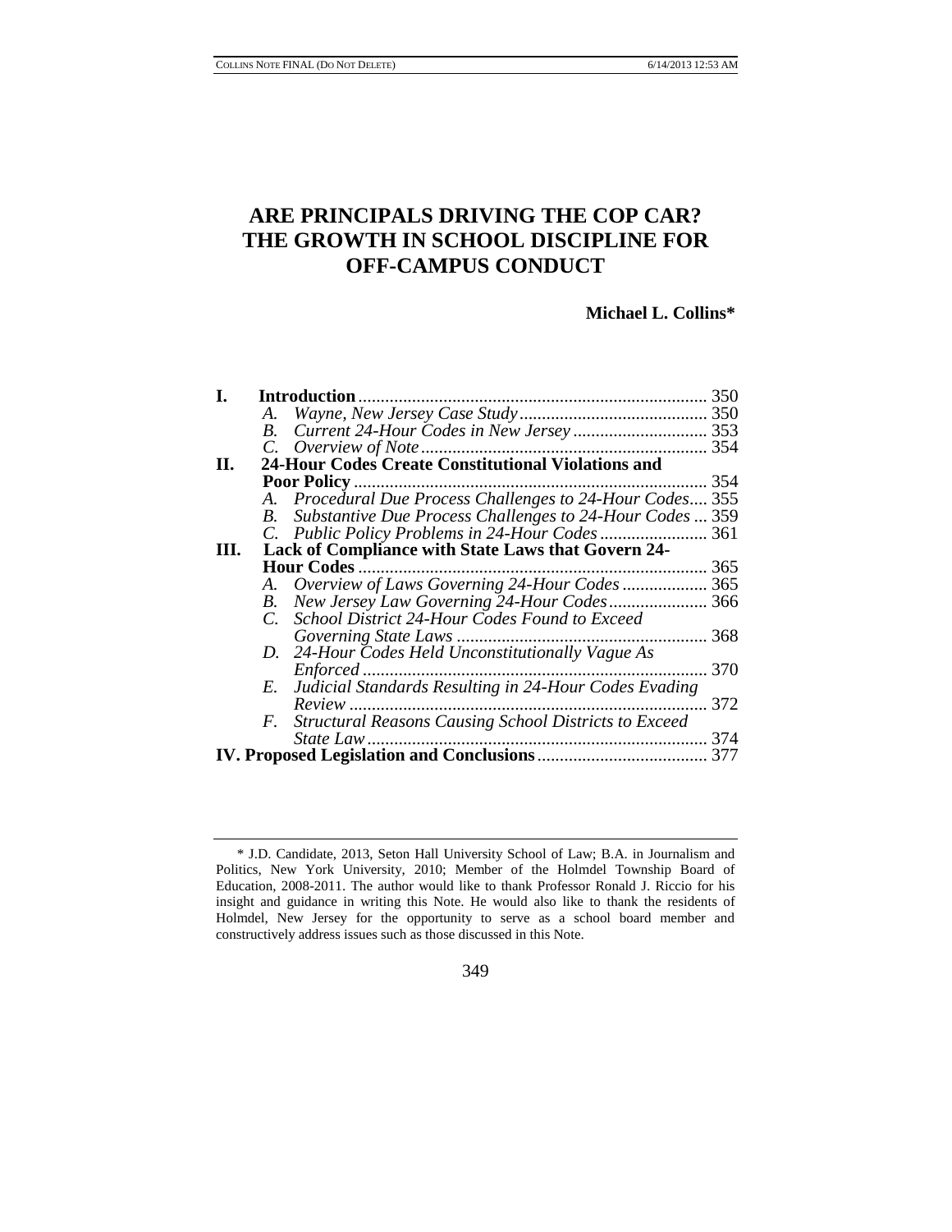# ARE PRINCIPALS DRIVING THE COP CAR? THE GROWTH IN SCHOOL DISCIPLINE FOR OFF-CAMPUS CONDUCT

**Michael L. Collins***

| | | |
|---|---|---|
| **I.** | **Introduction** | 350 |
| | *A. Wayne, New Jersey Case Study* | 350 |
| | *B. Current 24-Hour Codes in New Jersey* | 353 |
| | *C. Overview of Note* | 354 |
| **II.** | **24-Hour Codes Create Constitutional Violations and Poor Policy** | 354 |
| | *A. Procedural Due Process Challenges to 24-Hour Codes* | 355 |
| | *B. Substantive Due Process Challenges to 24-Hour Codes* | 359 |
| | *C. Public Policy Problems in 24-Hour Codes* | 361 |
| **III.** | **Lack of Compliance with State Laws that Govern 24-Hour Codes** | 365 |
| | *A. Overview of Laws Governing 24-Hour Codes* | 365 |
| | *B. New Jersey Law Governing 24-Hour Codes* | 366 |
| | *C. School District 24-Hour Codes Found to Exceed Governing State Laws* | 368 |
| | *D. 24-Hour Codes Held Unconstitutionally Vague As Enforced* | 370 |
| | *E. Judicial Standards Resulting in 24-Hour Codes Evading Review* | 372 |
| | *F. Structural Reasons Causing School Districts to Exceed State Law* | 374 |
| **IV.** | **Proposed Legislation and Conclusions** | 377 |

\* J.D. Candidate, 2013, Seton Hall University School of Law; B.A. in Journalism and Politics, New York University, 2010; Member of the Holmdel Township Board of Education, 2008-2011. The author would like to thank Professor Ronald J. Riccio for his insight and guidance in writing this Note. He would also like to thank the residents of Holmdel, New Jersey for the opportunity to serve as a school board member and constructively address issues such as those discussed in this Note.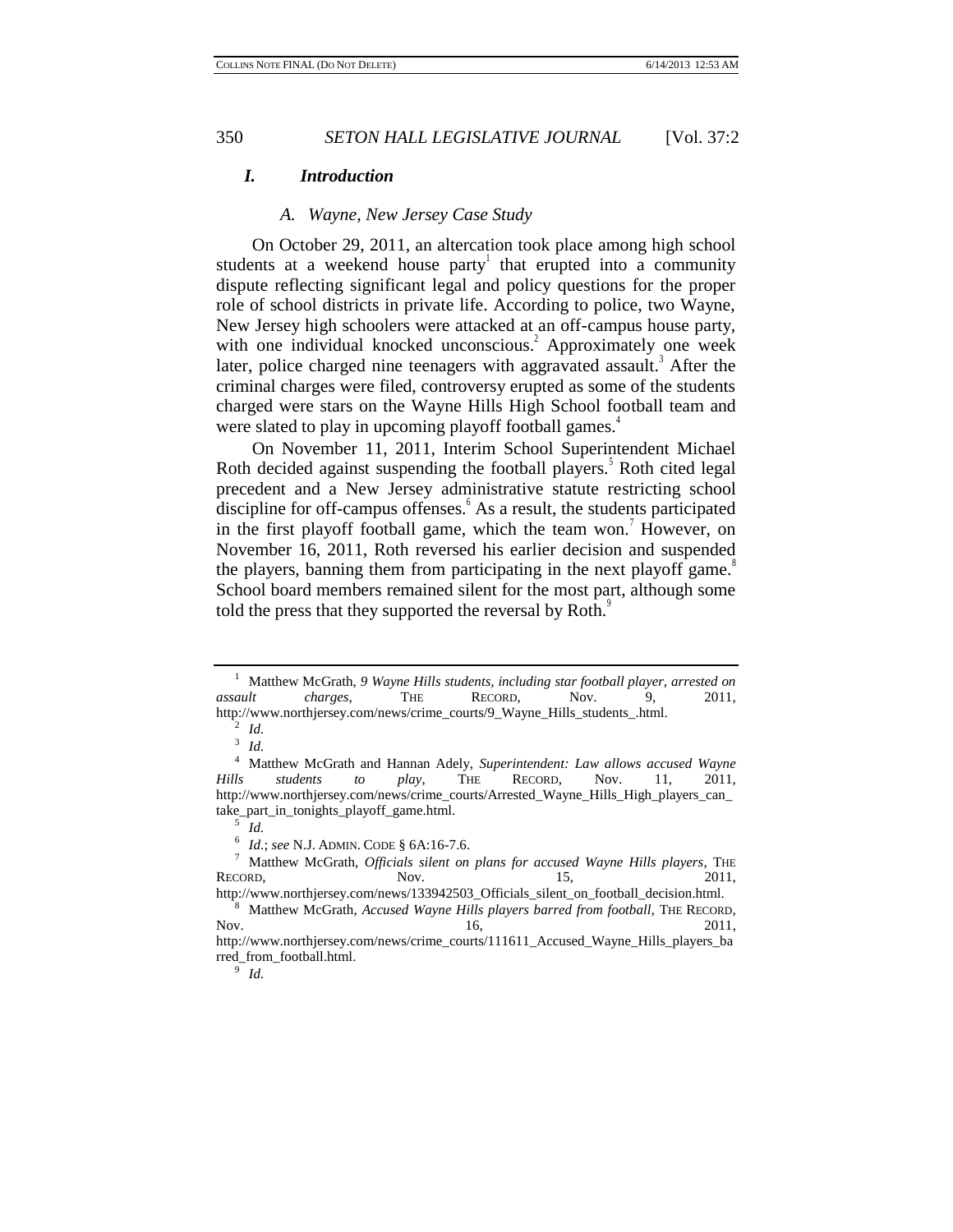## *I. Introduction*

### *A. Wayne, New Jersey Case Study*

On October 29, 2011, an altercation took place among high school students at a weekend house party[1] that erupted into a community dispute reflecting significant legal and policy questions for the proper role of school districts in private life. According to police, two Wayne, New Jersey high schoolers were attacked at an off-campus house party, with one individual knocked unconscious.[2] Approximately one week later, police charged nine teenagers with aggravated assault.[3] After the criminal charges were filed, controversy erupted as some of the students charged were stars on the Wayne Hills High School football team and were slated to play in upcoming playoff football games.[4]

On November 11, 2011, Interim School Superintendent Michael Roth decided against suspending the football players.[5] Roth cited legal precedent and a New Jersey administrative statute restricting school discipline for off-campus offenses.[6] As a result, the students participated in the first playoff football game, which the team won.[7] However, on November 16, 2011, Roth reversed his earlier decision and suspended the players, banning them from participating in the next playoff game.[8] School board members remained silent for the most part, although some told the press that they supported the reversal by Roth.[9]

---

[1] Matthew McGrath, *9 Wayne Hills students, including star football player, arrested on assault charges*, THE RECORD, Nov. 9, 2011, http://www.northjersey.com/news/crime_courts/9_Wayne_Hills_students_.html.

[2] *Id.*

[3] *Id.*

[4] Matthew McGrath and Hannan Adely, *Superintendent: Law allows accused Wayne Hills students to play*, THE RECORD, Nov. 11, 2011, http://www.northjersey.com/news/crime_courts/Arrested_Wayne_Hills_High_players_can_take_part_in_tonights_playoff_game.html.

[5] *Id.*

[6] *Id.*; *see* N.J. ADMIN. CODE § 6A:16-7.6.

[7] Matthew McGrath, *Officials silent on plans for accused Wayne Hills players*, THE RECORD, Nov. 15, 2011, http://www.northjersey.com/news/133942503_Officials_silent_on_football_decision.html.

[8] Matthew McGrath, *Accused Wayne Hills players barred from football*, THE RECORD, Nov. 16, 2011, http://www.northjersey.com/news/crime_courts/111611_Accused_Wayne_Hills_players_barred_from_football.html.

[9] *Id.*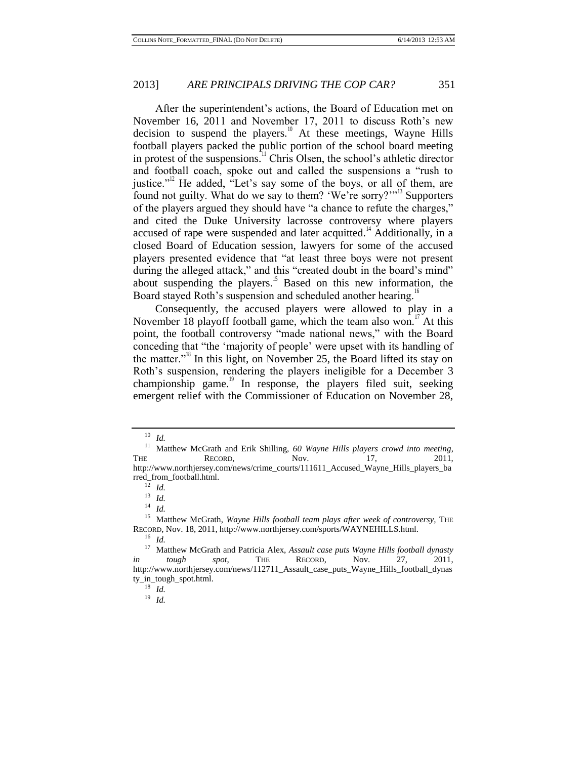After the superintendent's actions, the Board of Education met on November 16, 2011 and November 17, 2011 to discuss Roth's new decision to suspend the players.[10] At these meetings, Wayne Hills football players packed the public portion of the school board meeting in protest of the suspensions.[11] Chris Olsen, the school's athletic director and football coach, spoke out and called the suspensions a "rush to justice."[12] He added, "Let's say some of the boys, or all of them, are found not guilty. What do we say to them? 'We're sorry?'"[13] Supporters of the players argued they should have "a chance to refute the charges," and cited the Duke University lacrosse controversy where players accused of rape were suspended and later acquitted.[14] Additionally, in a closed Board of Education session, lawyers for some of the accused players presented evidence that "at least three boys were not present during the alleged attack," and this "created doubt in the board's mind" about suspending the players.[15] Based on this new information, the Board stayed Roth's suspension and scheduled another hearing.[16]

Consequently, the accused players were allowed to play in a November 18 playoff football game, which the team also won.[17] At this point, the football controversy "made national news," with the Board conceding that "the 'majority of people' were upset with its handling of the matter."[18] In this light, on November 25, the Board lifted its stay on Roth's suspension, rendering the players ineligible for a December 3 championship game.[19] In response, the players filed suit, seeking emergent relief with the Commissioner of Education on November 28,

---

[10] *Id.*

[11] Matthew McGrath and Erik Shilling, *60 Wayne Hills players crowd into meeting*, THE RECORD, Nov. 17, 2011, http://www.northjersey.com/news/crime_courts/111611_Accused_Wayne_Hills_players_barred_from_football.html.

[12] *Id.*

[13] *Id.*

[14] *Id.*

[15] Matthew McGrath, *Wayne Hills football team plays after week of controversy*, THE RECORD, Nov. 18, 2011, http://www.northjersey.com/sports/WAYNEHILLS.html.

[16] *Id.*

[17] Matthew McGrath and Patricia Alex, *Assault case puts Wayne Hills football dynasty in tough spot*, THE RECORD, Nov. 27, 2011, http://www.northjersey.com/news/112711_Assault_case_puts_Wayne_Hills_football_dynasty_in_tough_spot.html.

[18] *Id.*

[19] *Id.*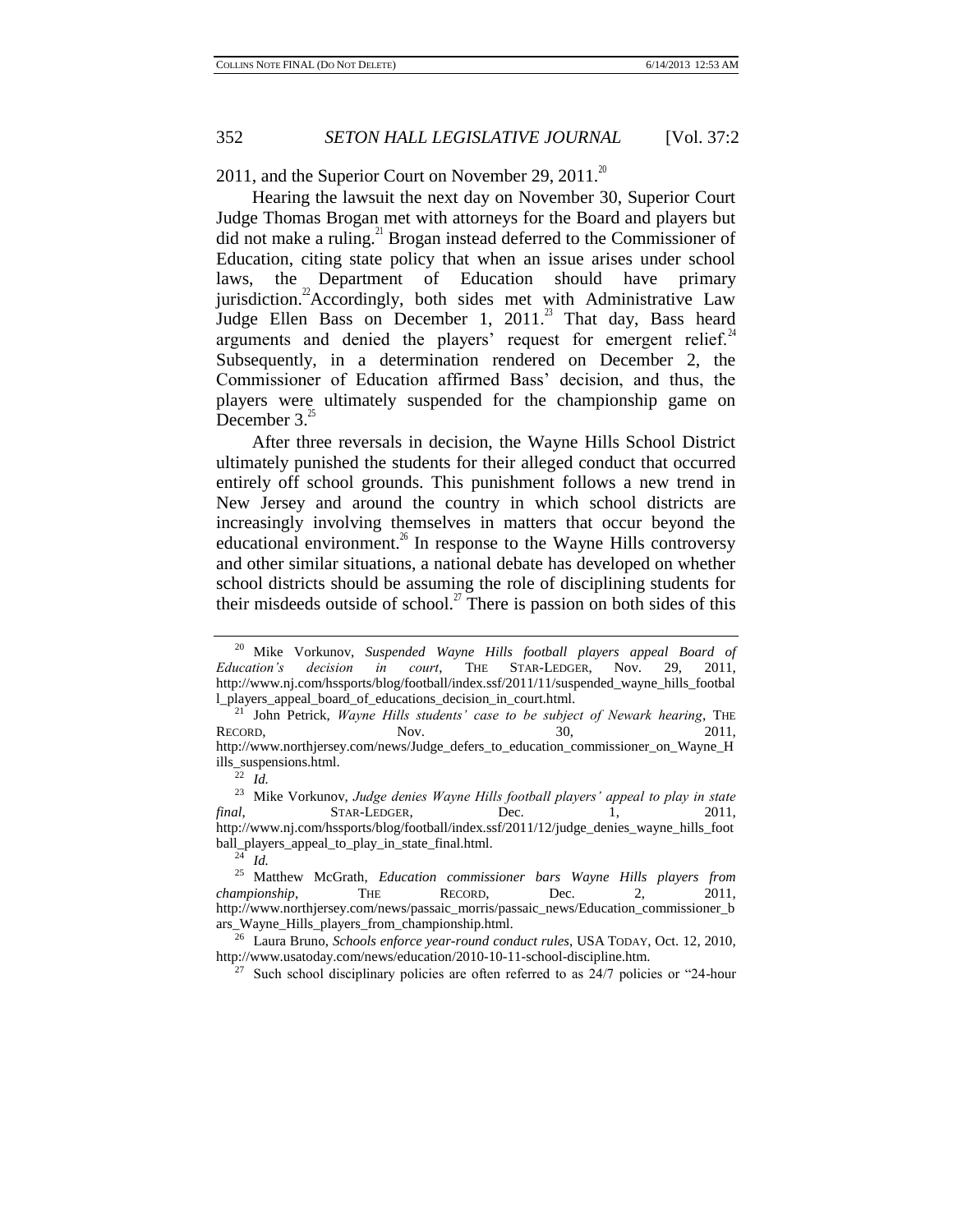2011, and the Superior Court on November 29, 2011.[20]

Hearing the lawsuit the next day on November 30, Superior Court Judge Thomas Brogan met with attorneys for the Board and players but did not make a ruling.[21] Brogan instead deferred to the Commissioner of Education, citing state policy that when an issue arises under school laws, the Department of Education should have primary jurisdiction.[22] Accordingly, both sides met with Administrative Law Judge Ellen Bass on December 1, 2011.[23] That day, Bass heard arguments and denied the players' request for emergent relief.[24] Subsequently, in a determination rendered on December 2, the Commissioner of Education affirmed Bass' decision, and thus, the players were ultimately suspended for the championship game on December 3.[25]

After three reversals in decision, the Wayne Hills School District ultimately punished the students for their alleged conduct that occurred entirely off school grounds. This punishment follows a new trend in New Jersey and around the country in which school districts are increasingly involving themselves in matters that occur beyond the educational environment.[26] In response to the Wayne Hills controversy and other similar situations, a national debate has developed on whether school districts should be assuming the role of disciplining students for their misdeeds outside of school.[27] There is passion on both sides of this

---

[20] Mike Vorkunov, *Suspended Wayne Hills football players appeal Board of Education's decision in court*, THE STAR-LEDGER, Nov. 29, 2011, http://www.nj.com/hssports/blog/football/index.ssf/2011/11/suspended_wayne_hills_football_players_appeal_board_of_educations_decision_in_court.html.

[21] John Petrick, *Wayne Hills students' case to be subject of Newark hearing*, THE RECORD, Nov. 30, 2011, http://www.northjersey.com/news/Judge_defers_to_education_commissioner_on_Wayne_Hills_suspensions.html.

[22] *Id.*

[23] Mike Vorkunov, *Judge denies Wayne Hills football players' appeal to play in state final*, STAR-LEDGER, Dec. 1, 2011, http://www.nj.com/hssports/blog/football/index.ssf/2011/12/judge_denies_wayne_hills_football_players_appeal_to_play_in_state_final.html.

[24] *Id.*

[25] Matthew McGrath, *Education commissioner bars Wayne Hills players from championship*, THE RECORD, Dec. 2, 2011, http://www.northjersey.com/news/passaic_morris/passaic_news/Education_commissioner_bars_Wayne_Hills_players_from_championship.html.

[26] Laura Bruno, *Schools enforce year-round conduct rules*, USA TODAY, Oct. 12, 2010, http://www.usatoday.com/news/education/2010-10-11-school-discipline.htm.

[27] Such school disciplinary policies are often referred to as 24/7 policies or "24-hour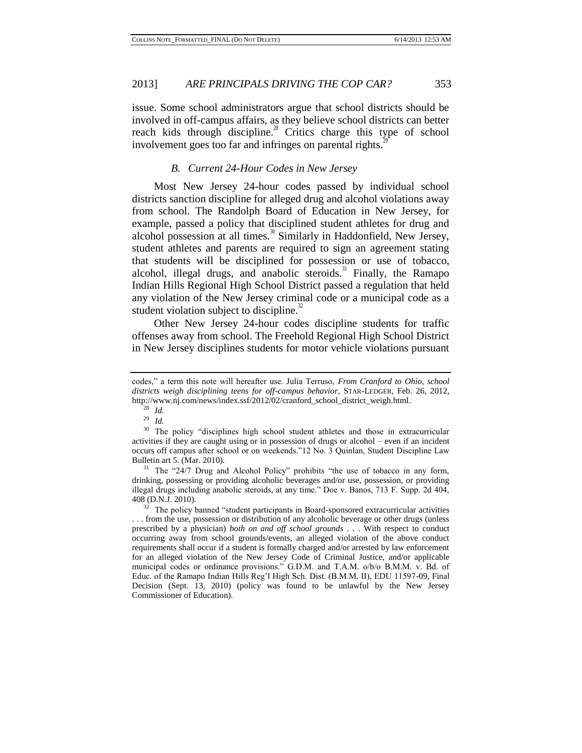issue. Some school administrators argue that school districts should be involved in off-campus affairs, as they believe school districts can better reach kids through discipline.[28] Critics charge this type of school involvement goes too far and infringes on parental rights.[29]

### *B. Current 24-Hour Codes in New Jersey*

Most New Jersey 24-hour codes passed by individual school districts sanction discipline for alleged drug and alcohol violations away from school. The Randolph Board of Education in New Jersey, for example, passed a policy that disciplined student athletes for drug and alcohol possession at all times.[30] Similarly in Haddonfield, New Jersey, student athletes and parents are required to sign an agreement stating that students will be disciplined for possession or use of tobacco, alcohol, illegal drugs, and anabolic steroids.[31] Finally, the Ramapo Indian Hills Regional High School District passed a regulation that held any violation of the New Jersey criminal code or a municipal code as a student violation subject to discipline.[32]

Other New Jersey 24-hour codes discipline students for traffic offenses away from school. The Freehold Regional High School District in New Jersey disciplines students for motor vehicle violations pursuant

---

codes," a term this note will hereafter use. Julia Terruso, *From Cranford to Ohio, school districts weigh disciplining teens for off-campus behavior*, STAR-LEDGER, Feb. 26, 2012, http://www.nj.com/news/index.ssf/2012/02/cranford_school_district_weigh.html.

[28] *Id.*

[29] *Id.*

[30] The policy "disciplines high school student athletes and those in extracurricular activities if they are caught using or in possession of drugs or alcohol – even if an incident occurs off campus after school or on weekends."12 No. 3 Quinlan, Student Discipline Law Bulletin art 5. (Mar. 2010).

[31] The "24/7 Drug and Alcohol Policy" prohibits "the use of tobacco in any form, drinking, possessing or providing alcoholic beverages and/or use, possession, or providing illegal drugs including anabolic steroids, at any time." Doe v. Banos, 713 F. Supp. 2d 404, 408 (D.N.J. 2010).

[32] The policy banned "student participants in Board-sponsored extracurricular activities . . . from the use, possession or distribution of any alcoholic beverage or other drugs (unless prescribed by a physician) *both on and off school grounds* . . . With respect to conduct occurring away from school grounds/events, an alleged violation of the above conduct requirements shall occur if a student is formally charged and/or arrested by law enforcement for an alleged violation of the New Jersey Code of Criminal Justice, and/or applicable municipal codes or ordinance provisions." G.D.M. and T.A.M. o/b/o B.M.M. v. Bd. of Educ. of the Ramapo Indian Hills Reg'l High Sch. Dist. (B.M.M. II), EDU 11597-09, Final Decision (Sept. 13, 2010) (policy was found to be unlawful by the New Jersey Commissioner of Education).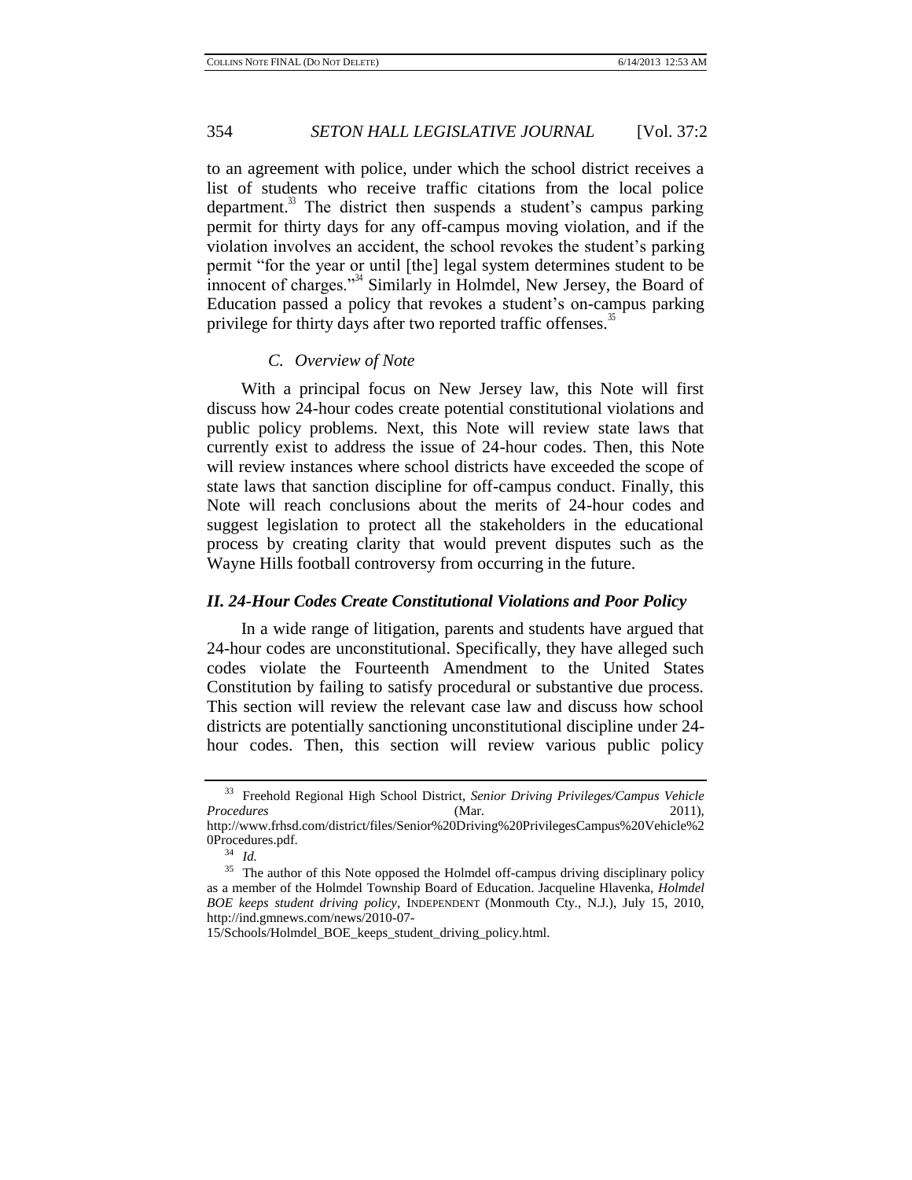to an agreement with police, under which the school district receives a list of students who receive traffic citations from the local police department.[33] The district then suspends a student's campus parking permit for thirty days for any off-campus moving violation, and if the violation involves an accident, the school revokes the student's parking permit "for the year or until [the] legal system determines student to be innocent of charges."[34] Similarly in Holmdel, New Jersey, the Board of Education passed a policy that revokes a student's on-campus parking privilege for thirty days after two reported traffic offenses.[35]

### *C. Overview of Note*

With a principal focus on New Jersey law, this Note will first discuss how 24-hour codes create potential constitutional violations and public policy problems. Next, this Note will review state laws that currently exist to address the issue of 24-hour codes. Then, this Note will review instances where school districts have exceeded the scope of state laws that sanction discipline for off-campus conduct. Finally, this Note will reach conclusions about the merits of 24-hour codes and suggest legislation to protect all the stakeholders in the educational process by creating clarity that would prevent disputes such as the Wayne Hills football controversy from occurring in the future.

## *II. 24-Hour Codes Create Constitutional Violations and Poor Policy*

In a wide range of litigation, parents and students have argued that 24-hour codes are unconstitutional. Specifically, they have alleged such codes violate the Fourteenth Amendment to the United States Constitution by failing to satisfy procedural or substantive due process. This section will review the relevant case law and discuss how school districts are potentially sanctioning unconstitutional discipline under 24-hour codes. Then, this section will review various public policy

---

[33] Freehold Regional High School District, *Senior Driving Privileges/Campus Vehicle Procedures* (Mar. 2011), http://www.frhsd.com/district/files/Senior%20Driving%20PrivilegesCampus%20Vehicle%20Procedures.pdf.

[34] *Id.*

[35] The author of this Note opposed the Holmdel off-campus driving disciplinary policy as a member of the Holmdel Township Board of Education. Jacqueline Hlavenka, *Holmdel BOE keeps student driving policy*, INDEPENDENT (Monmouth Cty., N.J.), July 15, 2010, http://ind.gmnews.com/news/2010-07-15/Schools/Holmdel_BOE_keeps_student_driving_policy.html.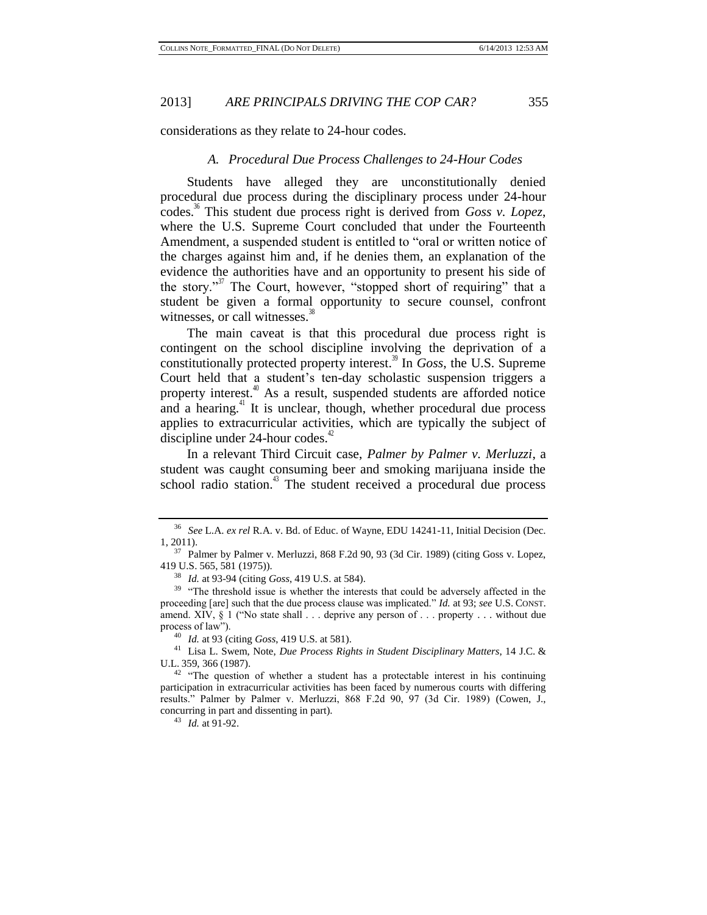considerations as they relate to 24-hour codes.

### A. Procedural Due Process Challenges to 24-Hour Codes

Students have alleged they are unconstitutionally denied procedural due process during the disciplinary process under 24-hour codes.[36] This student due process right is derived from *Goss v. Lopez*, where the U.S. Supreme Court concluded that under the Fourteenth Amendment, a suspended student is entitled to "oral or written notice of the charges against him and, if he denies them, an explanation of the evidence the authorities have and an opportunity to present his side of the story."[37] The Court, however, "stopped short of requiring" that a student be given a formal opportunity to secure counsel, confront witnesses, or call witnesses.[38]

The main caveat is that this procedural due process right is contingent on the school discipline involving the deprivation of a constitutionally protected property interest.[39] In *Goss*, the U.S. Supreme Court held that a student's ten-day scholastic suspension triggers a property interest.[40] As a result, suspended students are afforded notice and a hearing.[41] It is unclear, though, whether procedural due process applies to extracurricular activities, which are typically the subject of discipline under 24-hour codes.[42]

In a relevant Third Circuit case, *Palmer by Palmer v. Merluzzi*, a student was caught consuming beer and smoking marijuana inside the school radio station.[43] The student received a procedural due process

---

[36] *See* L.A. *ex rel* R.A. v. Bd. of Educ. of Wayne, EDU 14241-11, Initial Decision (Dec. 1, 2011).

[37] Palmer by Palmer v. Merluzzi, 868 F.2d 90, 93 (3d Cir. 1989) (citing Goss v. Lopez, 419 U.S. 565, 581 (1975)).

[38] *Id.* at 93-94 (citing *Goss*, 419 U.S. at 584).

[39] "The threshold issue is whether the interests that could be adversely affected in the proceeding [are] such that the due process clause was implicated." *Id.* at 93; *see* U.S. CONST. amend. XIV, § 1 ("No state shall . . . deprive any person of . . . property . . . without due process of law").

[40] *Id.* at 93 (citing *Goss*, 419 U.S. at 581).

[41] Lisa L. Swem, Note, *Due Process Rights in Student Disciplinary Matters*, 14 J.C. & U.L. 359, 366 (1987).

[42] "The question of whether a student has a protectable interest in his continuing participation in extracurricular activities has been faced by numerous courts with differing results." Palmer by Palmer v. Merluzzi, 868 F.2d 90, 97 (3d Cir. 1989) (Cowen, J., concurring in part and dissenting in part).

[43] *Id.* at 91-92.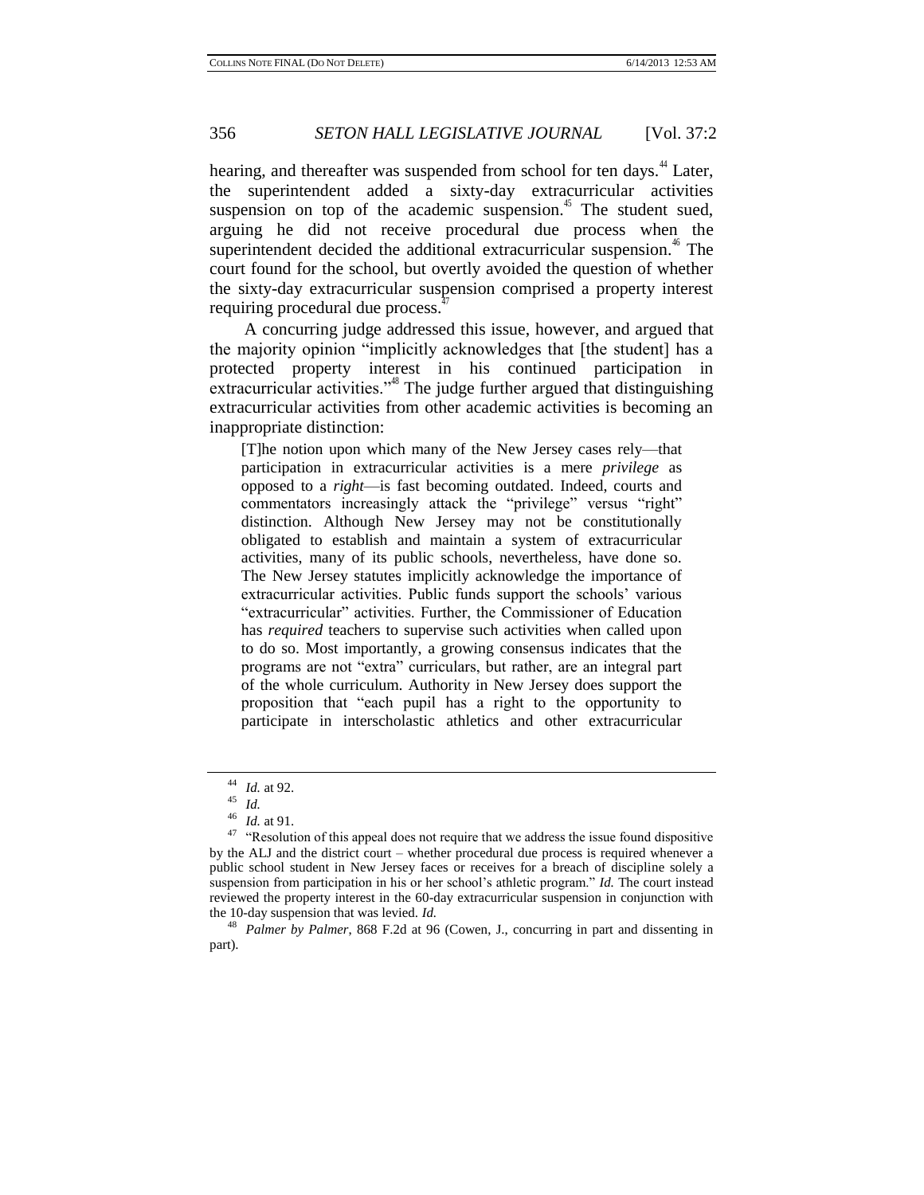hearing, and thereafter was suspended from school for ten days.[44] Later, the superintendent added a sixty-day extracurricular activities suspension on top of the academic suspension.[45] The student sued, arguing he did not receive procedural due process when the superintendent decided the additional extracurricular suspension.[46] The court found for the school, but overtly avoided the question of whether the sixty-day extracurricular suspension comprised a property interest requiring procedural due process.[47]

A concurring judge addressed this issue, however, and argued that the majority opinion "implicitly acknowledges that [the student] has a protected property interest in his continued participation in extracurricular activities."[48] The judge further argued that distinguishing extracurricular activities from other academic activities is becoming an inappropriate distinction:

> [T]he notion upon which many of the New Jersey cases rely—that participation in extracurricular activities is a mere *privilege* as opposed to a *right*—is fast becoming outdated. Indeed, courts and commentators increasingly attack the "privilege" versus "right" distinction. Although New Jersey may not be constitutionally obligated to establish and maintain a system of extracurricular activities, many of its public schools, nevertheless, have done so. The New Jersey statutes implicitly acknowledge the importance of extracurricular activities. Public funds support the schools' various "extracurricular" activities. Further, the Commissioner of Education has *required* teachers to supervise such activities when called upon to do so. Most importantly, a growing consensus indicates that the programs are not "extra" curriculars, but rather, are an integral part of the whole curriculum. Authority in New Jersey does support the proposition that "each pupil has a right to the opportunity to participate in interscholastic athletics and other extracurricular

---

[44] *Id.* at 92.

[45] *Id.*

[46] *Id.* at 91.

[47] "Resolution of this appeal does not require that we address the issue found dispositive by the ALJ and the district court – whether procedural due process is required whenever a public school student in New Jersey faces or receives for a breach of discipline solely a suspension from participation in his or her school's athletic program." *Id.* The court instead reviewed the property interest in the 60-day extracurricular suspension in conjunction with the 10-day suspension that was levied. *Id.*

[48] *Palmer by Palmer*, 868 F.2d at 96 (Cowen, J., concurring in part and dissenting in part).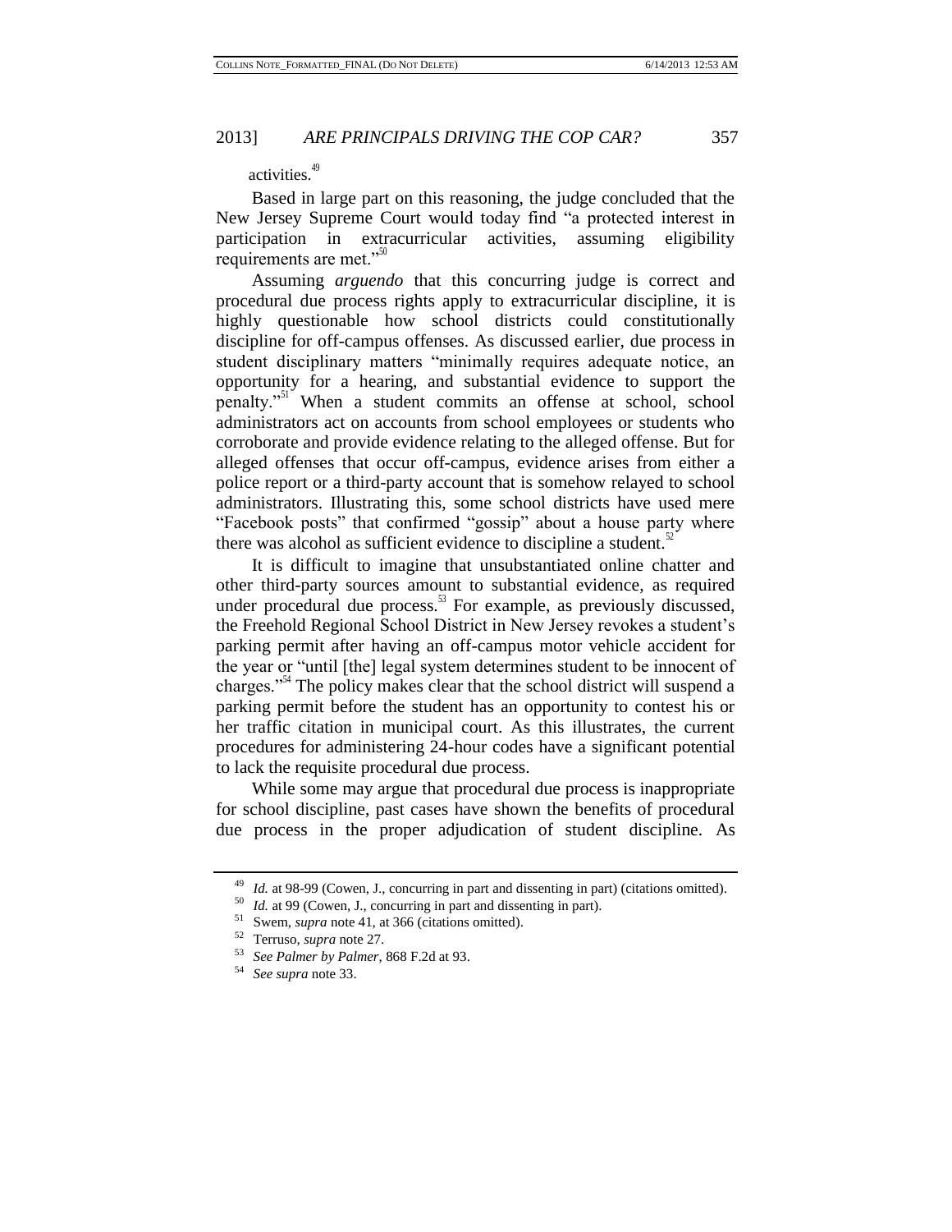activities.[49]

Based in large part on this reasoning, the judge concluded that the New Jersey Supreme Court would today find "a protected interest in participation in extracurricular activities, assuming eligibility requirements are met."[50]

Assuming *arguendo* that this concurring judge is correct and procedural due process rights apply to extracurricular discipline, it is highly questionable how school districts could constitutionally discipline for off-campus offenses. As discussed earlier, due process in student disciplinary matters "minimally requires adequate notice, an opportunity for a hearing, and substantial evidence to support the penalty."[51] When a student commits an offense at school, school administrators act on accounts from school employees or students who corroborate and provide evidence relating to the alleged offense. But for alleged offenses that occur off-campus, evidence arises from either a police report or a third-party account that is somehow relayed to school administrators. Illustrating this, some school districts have used mere "Facebook posts" that confirmed "gossip" about a house party where there was alcohol as sufficient evidence to discipline a student.[52]

It is difficult to imagine that unsubstantiated online chatter and other third-party sources amount to substantial evidence, as required under procedural due process.[53] For example, as previously discussed, the Freehold Regional School District in New Jersey revokes a student's parking permit after having an off-campus motor vehicle accident for the year or "until [the] legal system determines student to be innocent of charges."[54] The policy makes clear that the school district will suspend a parking permit before the student has an opportunity to contest his or her traffic citation in municipal court. As this illustrates, the current procedures for administering 24-hour codes have a significant potential to lack the requisite procedural due process.

While some may argue that procedural due process is inappropriate for school discipline, past cases have shown the benefits of procedural due process in the proper adjudication of student discipline. As

---

[49] *Id.* at 98-99 (Cowen, J., concurring in part and dissenting in part) (citations omitted).

[50] *Id.* at 99 (Cowen, J., concurring in part and dissenting in part).

[51] Swem, *supra* note 41, at 366 (citations omitted).

[52] Terruso, *supra* note 27.

[53] *See Palmer by Palmer*, 868 F.2d at 93.

[54] *See supra* note 33.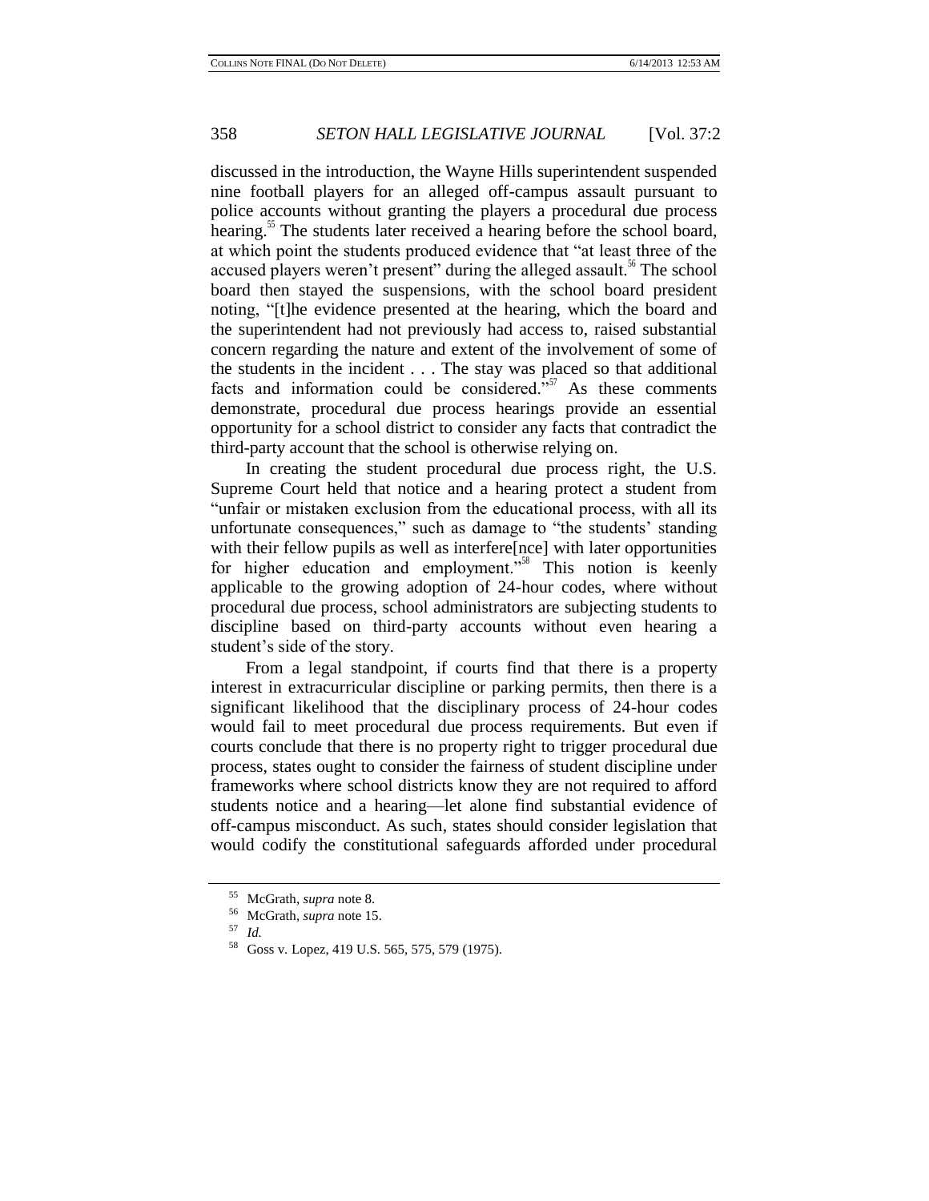discussed in the introduction, the Wayne Hills superintendent suspended nine football players for an alleged off-campus assault pursuant to police accounts without granting the players a procedural due process hearing.[55] The students later received a hearing before the school board, at which point the students produced evidence that "at least three of the accused players weren't present" during the alleged assault.[56] The school board then stayed the suspensions, with the school board president noting, "[t]he evidence presented at the hearing, which the board and the superintendent had not previously had access to, raised substantial concern regarding the nature and extent of the involvement of some of the students in the incident . . . The stay was placed so that additional facts and information could be considered."[57] As these comments demonstrate, procedural due process hearings provide an essential opportunity for a school district to consider any facts that contradict the third-party account that the school is otherwise relying on.

In creating the student procedural due process right, the U.S. Supreme Court held that notice and a hearing protect a student from "unfair or mistaken exclusion from the educational process, with all its unfortunate consequences," such as damage to "the students' standing with their fellow pupils as well as interfere[nce] with later opportunities for higher education and employment."[58] This notion is keenly applicable to the growing adoption of 24-hour codes, where without procedural due process, school administrators are subjecting students to discipline based on third-party accounts without even hearing a student's side of the story.

From a legal standpoint, if courts find that there is a property interest in extracurricular discipline or parking permits, then there is a significant likelihood that the disciplinary process of 24-hour codes would fail to meet procedural due process requirements. But even if courts conclude that there is no property right to trigger procedural due process, states ought to consider the fairness of student discipline under frameworks where school districts know they are not required to afford students notice and a hearing—let alone find substantial evidence of off-campus misconduct. As such, states should consider legislation that would codify the constitutional safeguards afforded under procedural

---

[55] McGrath, *supra* note 8.

[56] McGrath, *supra* note 15.

[57] *Id.*

[58] Goss v. Lopez, 419 U.S. 565, 575, 579 (1975).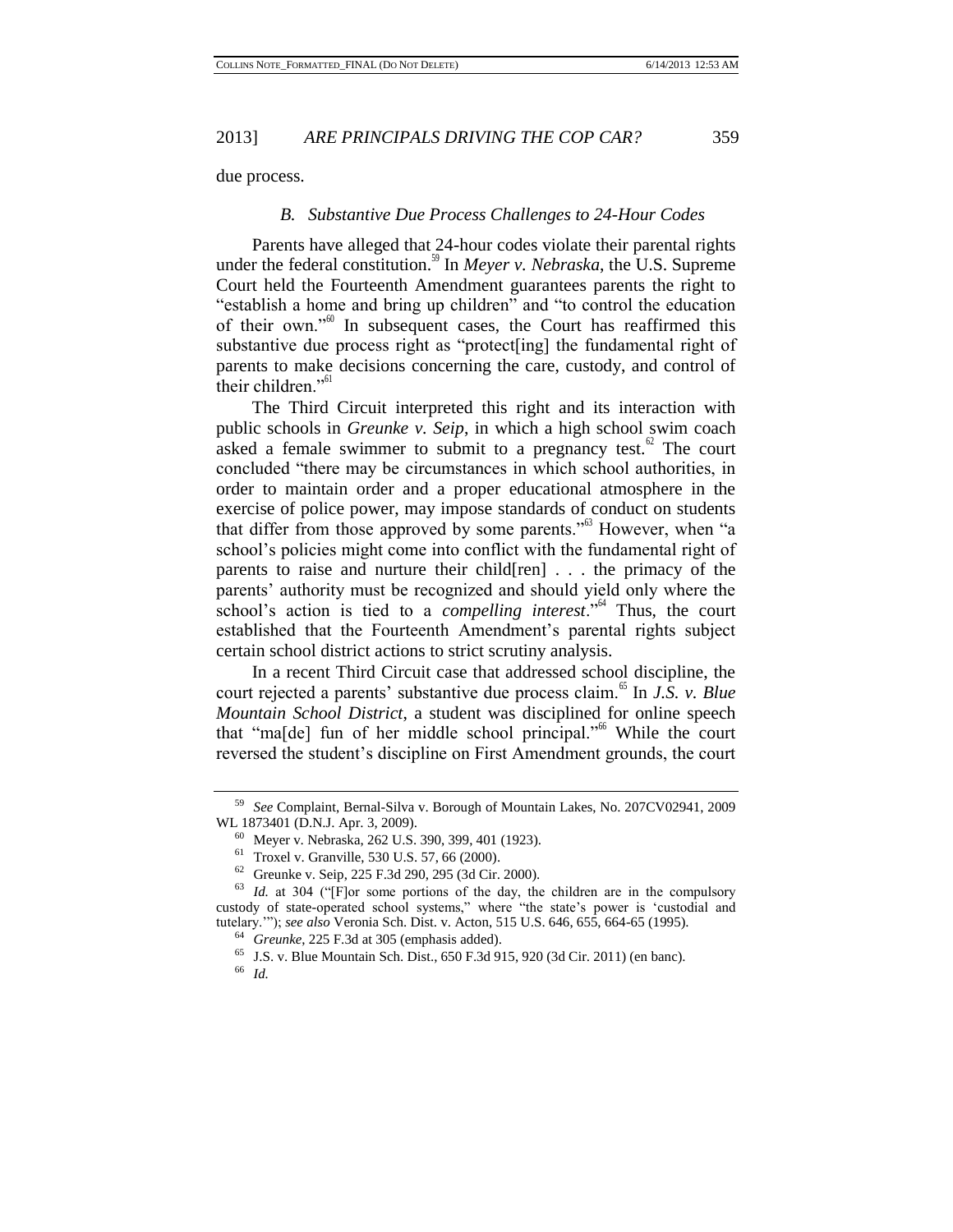due process.

### *B. Substantive Due Process Challenges to 24-Hour Codes*

Parents have alleged that 24-hour codes violate their parental rights under the federal constitution.[59] In *Meyer v. Nebraska*, the U.S. Supreme Court held the Fourteenth Amendment guarantees parents the right to "establish a home and bring up children" and "to control the education of their own."[60] In subsequent cases, the Court has reaffirmed this substantive due process right as "protect[ing] the fundamental right of parents to make decisions concerning the care, custody, and control of their children."[61]

The Third Circuit interpreted this right and its interaction with public schools in *Greunke v. Seip*, in which a high school swim coach asked a female swimmer to submit to a pregnancy test.[62] The court concluded "there may be circumstances in which school authorities, in order to maintain order and a proper educational atmosphere in the exercise of police power, may impose standards of conduct on students that differ from those approved by some parents."[63] However, when "a school's policies might come into conflict with the fundamental right of parents to raise and nurture their child[ren] . . . the primacy of the parents' authority must be recognized and should yield only where the school's action is tied to a *compelling interest*."[64] Thus, the court established that the Fourteenth Amendment's parental rights subject certain school district actions to strict scrutiny analysis.

In a recent Third Circuit case that addressed school discipline, the court rejected a parents' substantive due process claim.[65] In *J.S. v. Blue Mountain School District*, a student was disciplined for online speech that "ma[de] fun of her middle school principal."[66] While the court reversed the student's discipline on First Amendment grounds, the court

---

[59] *See* Complaint, Bernal-Silva v. Borough of Mountain Lakes, No. 207CV02941, 2009 WL 1873401 (D.N.J. Apr. 3, 2009).

[60] Meyer v. Nebraska, 262 U.S. 390, 399, 401 (1923).

[61] Troxel v. Granville, 530 U.S. 57, 66 (2000).

[62] Greunke v. Seip, 225 F.3d 290, 295 (3d Cir. 2000).

[63] *Id.* at 304 ("[F]or some portions of the day, the children are in the compulsory custody of state-operated school systems," where "the state's power is 'custodial and tutelary.'"); *see also* Veronia Sch. Dist. v. Acton, 515 U.S. 646, 655, 664-65 (1995).

[64] *Greunke*, 225 F.3d at 305 (emphasis added).

[65] J.S. v. Blue Mountain Sch. Dist., 650 F.3d 915, 920 (3d Cir. 2011) (en banc).

[66] *Id.*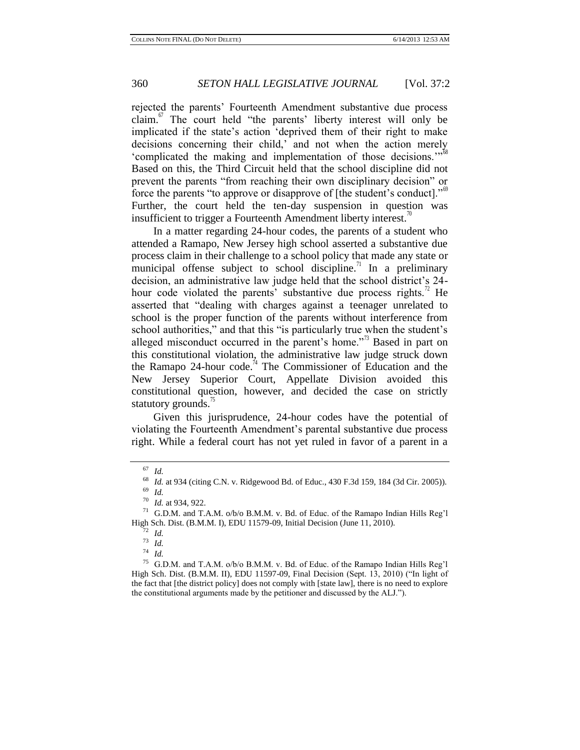rejected the parents' Fourteenth Amendment substantive due process claim.[67] The court held "the parents' liberty interest will only be implicated if the state's action 'deprived them of their right to make decisions concerning their child,' and not when the action merely 'complicated the making and implementation of those decisions.'"[68] Based on this, the Third Circuit held that the school discipline did not prevent the parents "from reaching their own disciplinary decision" or force the parents "to approve or disapprove of [the student's conduct]."[69] Further, the court held the ten-day suspension in question was insufficient to trigger a Fourteenth Amendment liberty interest.[70]

In a matter regarding 24-hour codes, the parents of a student who attended a Ramapo, New Jersey high school asserted a substantive due process claim in their challenge to a school policy that made any state or municipal offense subject to school discipline.[71] In a preliminary decision, an administrative law judge held that the school district's 24-hour code violated the parents' substantive due process rights.[72] He asserted that "dealing with charges against a teenager unrelated to school is the proper function of the parents without interference from school authorities," and that this "is particularly true when the student's alleged misconduct occurred in the parent's home."[73] Based in part on this constitutional violation, the administrative law judge struck down the Ramapo 24-hour code.[74] The Commissioner of Education and the New Jersey Superior Court, Appellate Division avoided this constitutional question, however, and decided the case on strictly statutory grounds.[75]

Given this jurisprudence, 24-hour codes have the potential of violating the Fourteenth Amendment's parental substantive due process right. While a federal court has not yet ruled in favor of a parent in a

---

[67] *Id.*

[68] *Id.* at 934 (citing C.N. v. Ridgewood Bd. of Educ., 430 F.3d 159, 184 (3d Cir. 2005)).

[69] *Id.*

[70] *Id.* at 934, 922.

[71] G.D.M. and T.A.M. o/b/o B.M.M. v. Bd. of Educ. of the Ramapo Indian Hills Reg'l High Sch. Dist. (B.M.M. I), EDU 11579-09, Initial Decision (June 11, 2010).

[72] *Id.*

[73] *Id.*

[74] *Id.*

[75] G.D.M. and T.A.M. o/b/o B.M.M. v. Bd. of Educ. of the Ramapo Indian Hills Reg'l High Sch. Dist. (B.M.M. II), EDU 11597-09, Final Decision (Sept. 13, 2010) ("In light of the fact that [the district policy] does not comply with [state law], there is no need to explore the constitutional arguments made by the petitioner and discussed by the ALJ.").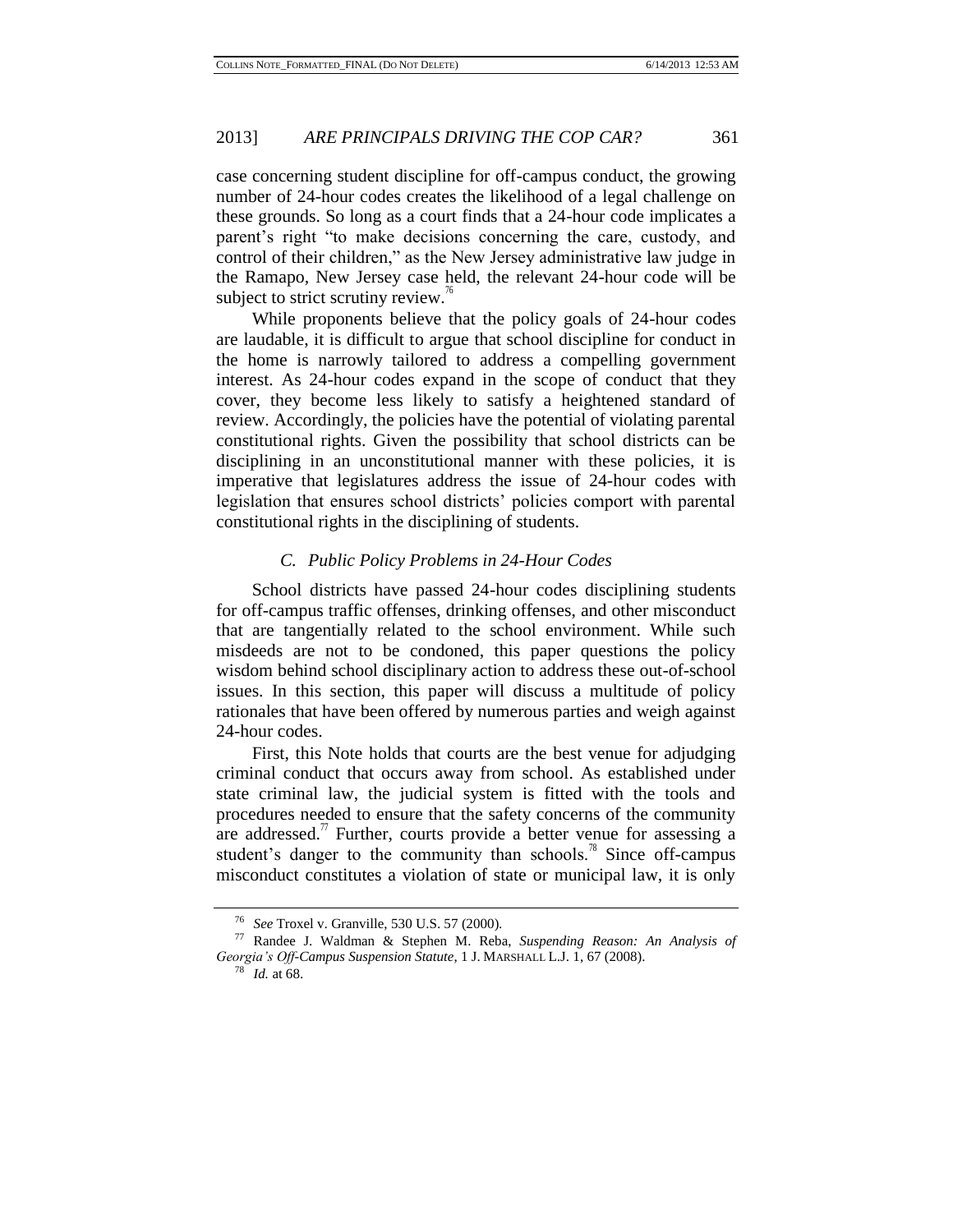case concerning student discipline for off-campus conduct, the growing number of 24-hour codes creates the likelihood of a legal challenge on these grounds. So long as a court finds that a 24-hour code implicates a parent's right "to make decisions concerning the care, custody, and control of their children," as the New Jersey administrative law judge in the Ramapo, New Jersey case held, the relevant 24-hour code will be subject to strict scrutiny review.[76]

While proponents believe that the policy goals of 24-hour codes are laudable, it is difficult to argue that school discipline for conduct in the home is narrowly tailored to address a compelling government interest. As 24-hour codes expand in the scope of conduct that they cover, they become less likely to satisfy a heightened standard of review. Accordingly, the policies have the potential of violating parental constitutional rights. Given the possibility that school districts can be disciplining in an unconstitutional manner with these policies, it is imperative that legislatures address the issue of 24-hour codes with legislation that ensures school districts' policies comport with parental constitutional rights in the disciplining of students.

### *C. Public Policy Problems in 24-Hour Codes*

School districts have passed 24-hour codes disciplining students for off-campus traffic offenses, drinking offenses, and other misconduct that are tangentially related to the school environment. While such misdeeds are not to be condoned, this paper questions the policy wisdom behind school disciplinary action to address these out-of-school issues. In this section, this paper will discuss a multitude of policy rationales that have been offered by numerous parties and weigh against 24-hour codes.

First, this Note holds that courts are the best venue for adjudging criminal conduct that occurs away from school. As established under state criminal law, the judicial system is fitted with the tools and procedures needed to ensure that the safety concerns of the community are addressed.[77] Further, courts provide a better venue for assessing a student's danger to the community than schools.[78] Since off-campus misconduct constitutes a violation of state or municipal law, it is only

---

[76] *See* Troxel v. Granville, 530 U.S. 57 (2000).

[77] Randee J. Waldman & Stephen M. Reba, *Suspending Reason: An Analysis of Georgia's Off-Campus Suspension Statute*, 1 J. MARSHALL L.J. 1, 67 (2008).

[78] *Id.* at 68.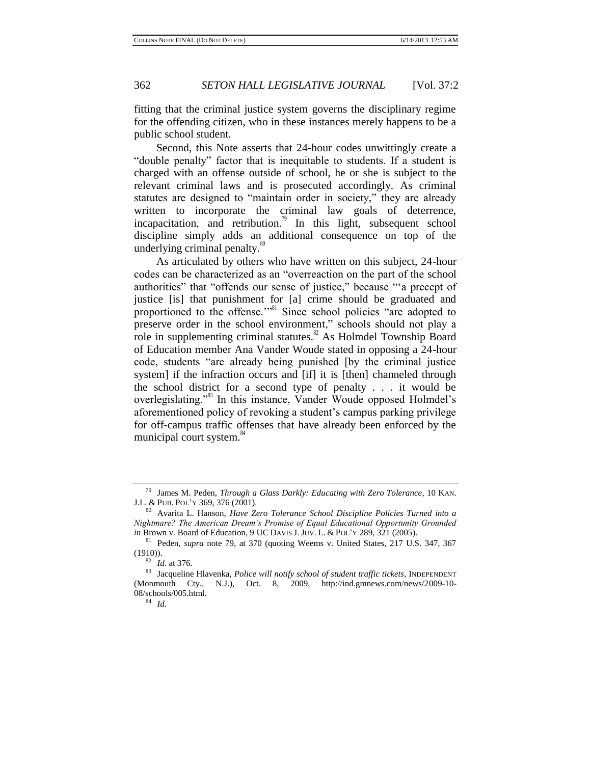fitting that the criminal justice system governs the disciplinary regime for the offending citizen, who in these instances merely happens to be a public school student.

Second, this Note asserts that 24-hour codes unwittingly create a "double penalty" factor that is inequitable to students. If a student is charged with an offense outside of school, he or she is subject to the relevant criminal laws and is prosecuted accordingly. As criminal statutes are designed to "maintain order in society," they are already written to incorporate the criminal law goals of deterrence, incapacitation, and retribution.[79] In this light, subsequent school discipline simply adds an additional consequence on top of the underlying criminal penalty.[80]

As articulated by others who have written on this subject, 24-hour codes can be characterized as an "overreaction on the part of the school authorities" that "offends our sense of justice," because "'a precept of justice [is] that punishment for [a] crime should be graduated and proportioned to the offense.'"[81] Since school policies "are adopted to preserve order in the school environment," schools should not play a role in supplementing criminal statutes.[82] As Holmdel Township Board of Education member Ana Vander Woude stated in opposing a 24-hour code, students "are already being punished [by the criminal justice system] if the infraction occurs and [if] it is [then] channeled through the school district for a second type of penalty . . . it would be overlegislating."[83] In this instance, Vander Woude opposed Holmdel's aforementioned policy of revoking a student's campus parking privilege for off-campus traffic offenses that have already been enforced by the municipal court system.[84]

---

[79] James M. Peden, *Through a Glass Darkly: Educating with Zero Tolerance*, 10 KAN. J.L. & PUB. POL'Y 369, 376 (2001).

[80] Avarita L. Hanson, *Have Zero Tolerance School Discipline Policies Turned into a Nightmare? The American Dream's Promise of Equal Educational Opportunity Grounded in* Brown v. Board of Education, 9 UC DAVIS J. JUV. L. & POL'Y 289, 321 (2005).

[81] Peden, *supra* note 79, at 370 (quoting Weems v. United States, 217 U.S. 347, 367 (1910)).

[82] *Id.* at 376.

[83] Jacqueline Hlavenka, *Police will notify school of student traffic tickets*, INDEPENDENT (Monmouth Cty., N.J.), Oct. 8, 2009, http://ind.gmnews.com/news/2009-10-08/schools/005.html.

[84] *Id.*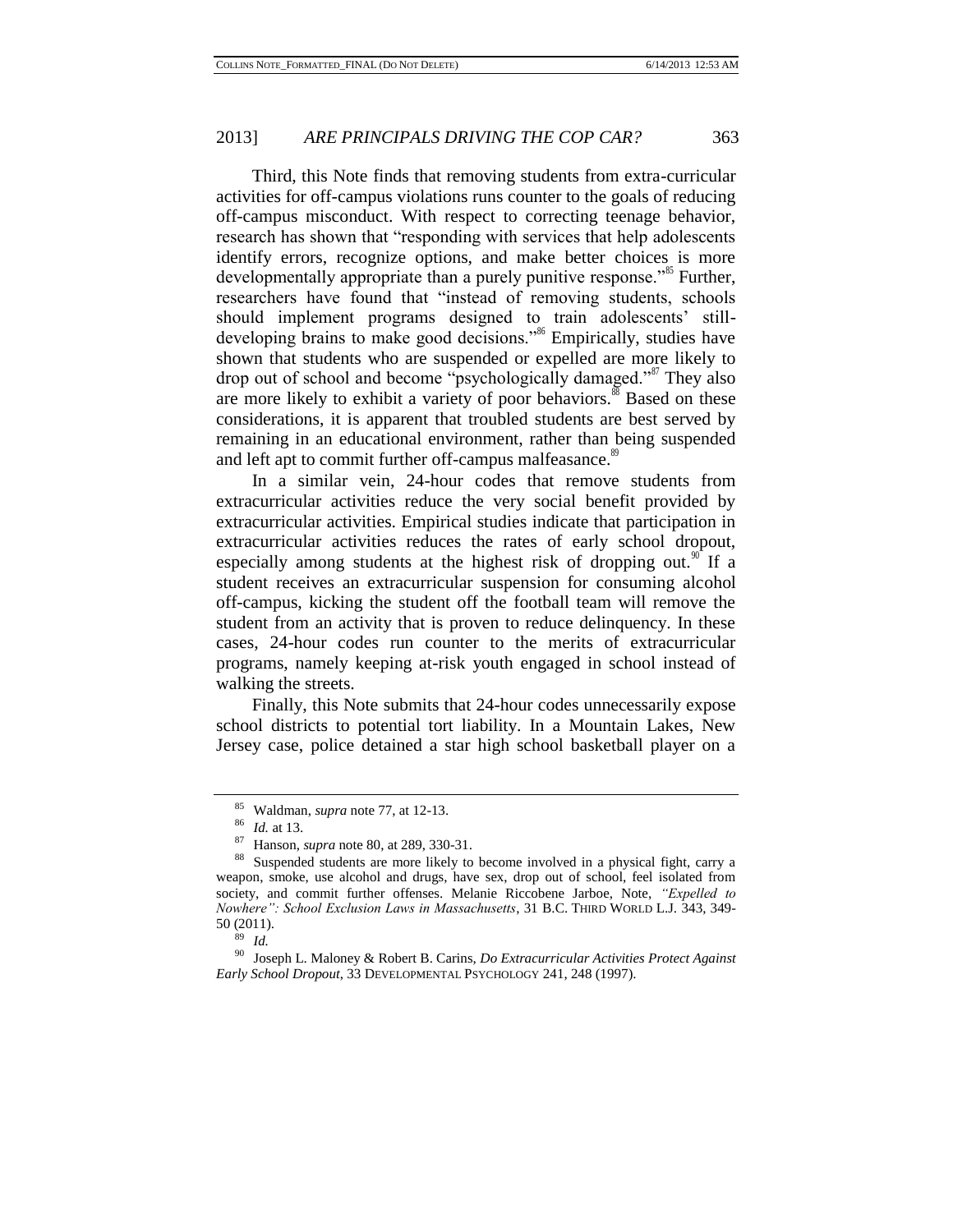Third, this Note finds that removing students from extra-curricular activities for off-campus violations runs counter to the goals of reducing off-campus misconduct. With respect to correcting teenage behavior, research has shown that "responding with services that help adolescents identify errors, recognize options, and make better choices is more developmentally appropriate than a purely punitive response."[85] Further, researchers have found that "instead of removing students, schools should implement programs designed to train adolescents' still-developing brains to make good decisions."[86] Empirically, studies have shown that students who are suspended or expelled are more likely to drop out of school and become "psychologically damaged."[87] They also are more likely to exhibit a variety of poor behaviors.[88] Based on these considerations, it is apparent that troubled students are best served by remaining in an educational environment, rather than being suspended and left apt to commit further off-campus malfeasance.[89]

In a similar vein, 24-hour codes that remove students from extracurricular activities reduce the very social benefit provided by extracurricular activities. Empirical studies indicate that participation in extracurricular activities reduces the rates of early school dropout, especially among students at the highest risk of dropping out.[90] If a student receives an extracurricular suspension for consuming alcohol off-campus, kicking the student off the football team will remove the student from an activity that is proven to reduce delinquency. In these cases, 24-hour codes run counter to the merits of extracurricular programs, namely keeping at-risk youth engaged in school instead of walking the streets.

Finally, this Note submits that 24-hour codes unnecessarily expose school districts to potential tort liability. In a Mountain Lakes, New Jersey case, police detained a star high school basketball player on a

---

[85] Waldman, *supra* note 77, at 12-13.

[86] *Id.* at 13.

[87] Hanson, *supra* note 80, at 289, 330-31.

[88] Suspended students are more likely to become involved in a physical fight, carry a weapon, smoke, use alcohol and drugs, have sex, drop out of school, feel isolated from society, and commit further offenses. Melanie Riccobene Jarboe, Note, *"Expelled to Nowhere": School Exclusion Laws in Massachusetts*, 31 B.C. THIRD WORLD L.J. 343, 349-50 (2011).

[89] *Id.*

[90] Joseph L. Maloney & Robert B. Carins, *Do Extracurricular Activities Protect Against Early School Dropout*, 33 DEVELOPMENTAL PSYCHOLOGY 241, 248 (1997).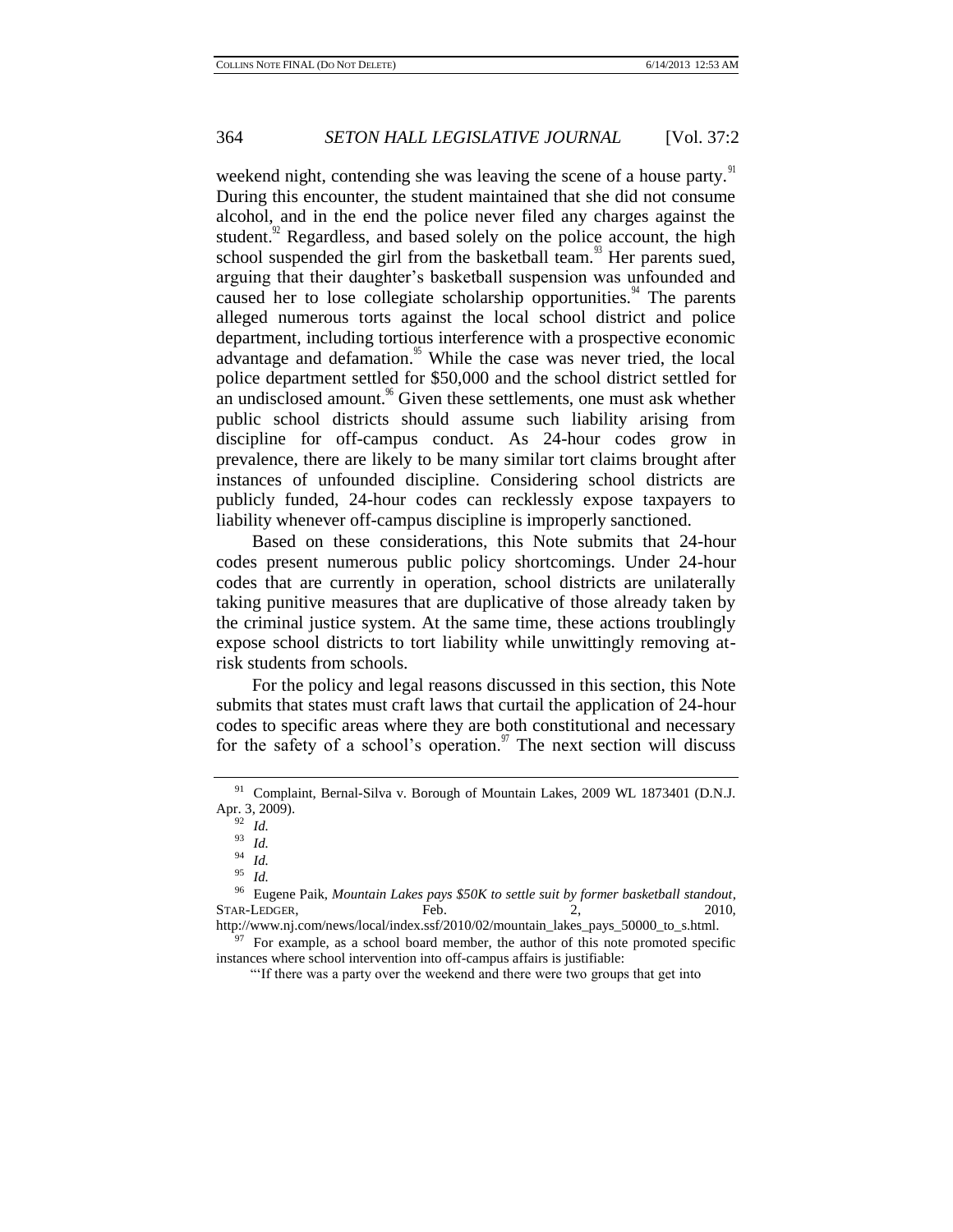weekend night, contending she was leaving the scene of a house party.[91] During this encounter, the student maintained that she did not consume alcohol, and in the end the police never filed any charges against the student.[92] Regardless, and based solely on the police account, the high school suspended the girl from the basketball team.[93] Her parents sued, arguing that their daughter's basketball suspension was unfounded and caused her to lose collegiate scholarship opportunities.[94] The parents alleged numerous torts against the local school district and police department, including tortious interference with a prospective economic advantage and defamation.[95] While the case was never tried, the local police department settled for $50,000 and the school district settled for an undisclosed amount.[96] Given these settlements, one must ask whether public school districts should assume such liability arising from discipline for off-campus conduct. As 24-hour codes grow in prevalence, there are likely to be many similar tort claims brought after instances of unfounded discipline. Considering school districts are publicly funded, 24-hour codes can recklessly expose taxpayers to liability whenever off-campus discipline is improperly sanctioned.

Based on these considerations, this Note submits that 24-hour codes present numerous public policy shortcomings. Under 24-hour codes that are currently in operation, school districts are unilaterally taking punitive measures that are duplicative of those already taken by the criminal justice system. At the same time, these actions troublingly expose school districts to tort liability while unwittingly removing at-risk students from schools.

For the policy and legal reasons discussed in this section, this Note submits that states must craft laws that curtail the application of 24-hour codes to specific areas where they are both constitutional and necessary for the safety of a school's operation.[97] The next section will discuss

---

[91] Complaint, Bernal-Silva v. Borough of Mountain Lakes, 2009 WL 1873401 (D.N.J. Apr. 3, 2009).

[92] *Id.*

[93] *Id.*

[94] *Id.*

[95] *Id.*

[96] Eugene Paik, *Mountain Lakes pays $50K to settle suit by former basketball standout*, STAR-LEDGER, Feb. 2, 2010, http://www.nj.com/news/local/index.ssf/2010/02/mountain_lakes_pays_50000_to_s.html.

[97] For example, as a school board member, the author of this note promoted specific instances where school intervention into off-campus affairs is justifiable:

"'If there was a party over the weekend and there were two groups that get into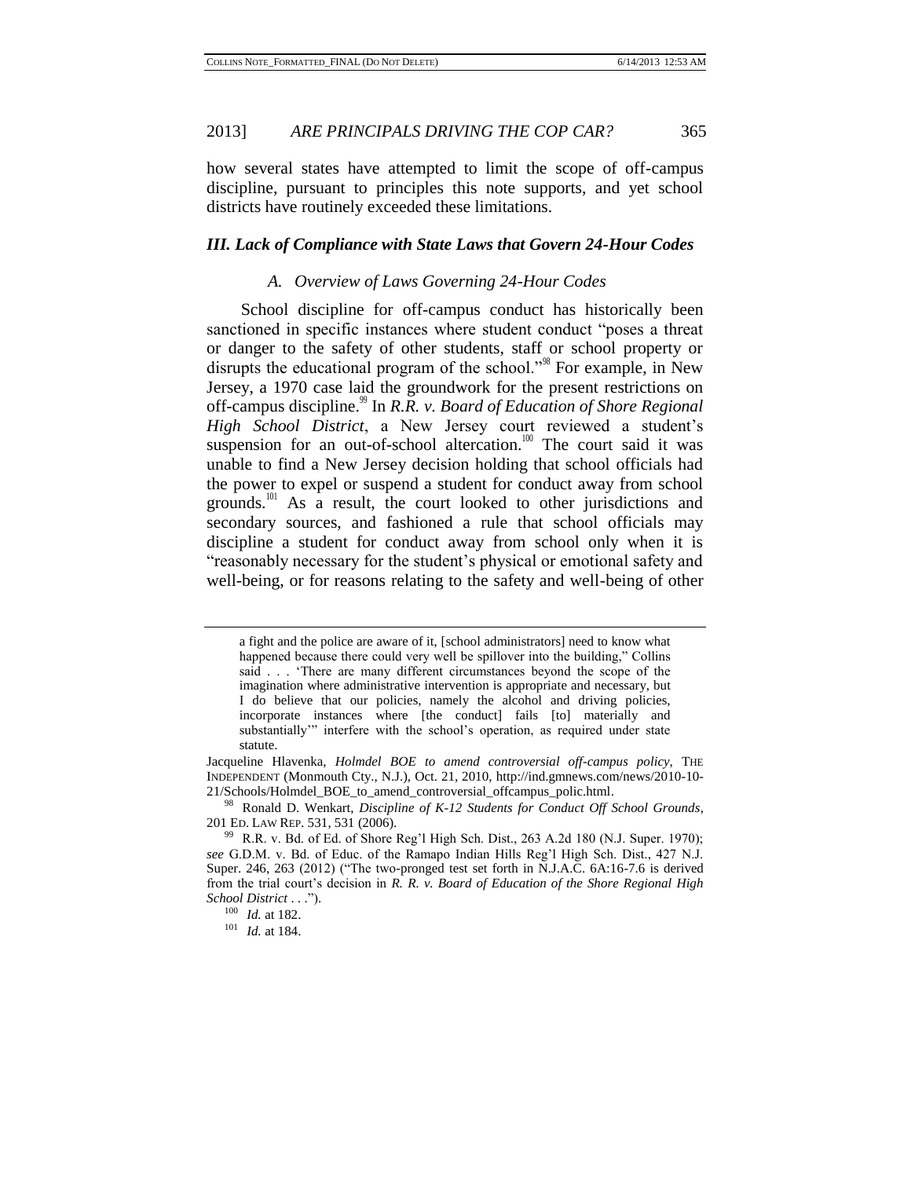how several states have attempted to limit the scope of off-campus discipline, pursuant to principles this note supports, and yet school districts have routinely exceeded these limitations.

### *III. Lack of Compliance with State Laws that Govern 24-Hour Codes*

#### *A. Overview of Laws Governing 24-Hour Codes*

School discipline for off-campus conduct has historically been sanctioned in specific instances where student conduct "poses a threat or danger to the safety of other students, staff or school property or disrupts the educational program of the school."[98] For example, in New Jersey, a 1970 case laid the groundwork for the present restrictions on off-campus discipline.[99] In *R.R. v. Board of Education of Shore Regional High School District*, a New Jersey court reviewed a student's suspension for an out-of-school altercation.[100] The court said it was unable to find a New Jersey decision holding that school officials had the power to expel or suspend a student for conduct away from school grounds.[101] As a result, the court looked to other jurisdictions and secondary sources, and fashioned a rule that school officials may discipline a student for conduct away from school only when it is "reasonably necessary for the student's physical or emotional safety and well-being, or for reasons relating to the safety and well-being of other

---

> a fight and the police are aware of it, [school administrators] need to know what happened because there could very well be spillover into the building," Collins said . . . 'There are many different circumstances beyond the scope of the imagination where administrative intervention is appropriate and necessary, but I do believe that our policies, namely the alcohol and driving policies, incorporate instances where [the conduct] fails [to] materially and substantially'" interfere with the school's operation, as required under state statute.

Jacqueline Hlavenka, *Holmdel BOE to amend controversial off-campus policy*, THE INDEPENDENT (Monmouth Cty., N.J.), Oct. 21, 2010, http://ind.gmnews.com/news/2010-10-21/Schools/Holmdel_BOE_to_amend_controversial_offcampus_polic.html.

[98] Ronald D. Wenkart, *Discipline of K-12 Students for Conduct Off School Grounds*, 201 ED. LAW REP. 531, 531 (2006).

[99] R.R. v. Bd. of Ed. of Shore Reg'l High Sch. Dist., 263 A.2d 180 (N.J. Super. 1970); *see* G.D.M. v. Bd. of Educ. of the Ramapo Indian Hills Reg'l High Sch. Dist., 427 N.J. Super. 246, 263 (2012) ("The two-pronged test set forth in N.J.A.C. 6A:16-7.6 is derived from the trial court's decision in *R. R. v. Board of Education of the Shore Regional High School District* . . .").

[100] *Id.* at 182.

[101] *Id.* at 184.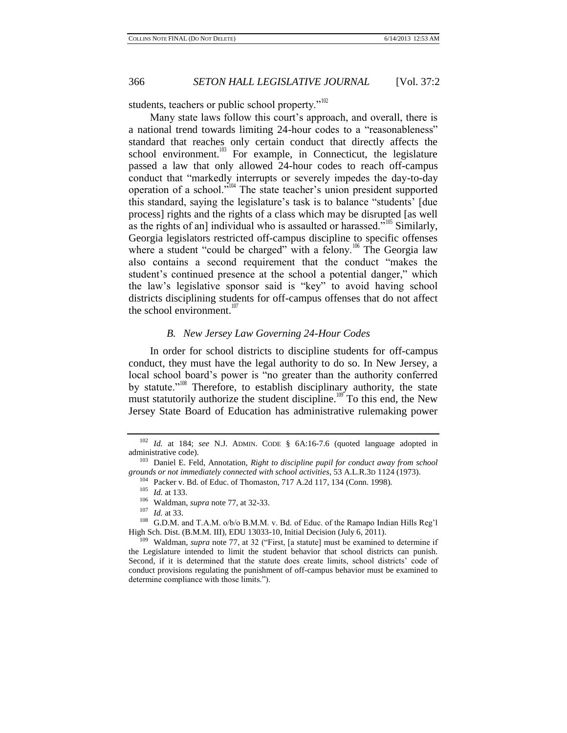students, teachers or public school property."[102]

Many state laws follow this court's approach, and overall, there is a national trend towards limiting 24-hour codes to a "reasonableness" standard that reaches only certain conduct that directly affects the school environment.[103] For example, in Connecticut, the legislature passed a law that only allowed 24-hour codes to reach off-campus conduct that "markedly interrupts or severely impedes the day-to-day operation of a school."[104] The state teacher's union president supported this standard, saying the legislature's task is to balance "students' [due process] rights and the rights of a class which may be disrupted [as well as the rights of an] individual who is assaulted or harassed."[105] Similarly, Georgia legislators restricted off-campus discipline to specific offenses where a student "could be charged" with a felony.[106] The Georgia law also contains a second requirement that the conduct "makes the student's continued presence at the school a potential danger," which the law's legislative sponsor said is "key" to avoid having school districts disciplining students for off-campus offenses that do not affect the school environment.[107]

### *B. New Jersey Law Governing 24-Hour Codes*

In order for school districts to discipline students for off-campus conduct, they must have the legal authority to do so. In New Jersey, a local school board's power is "no greater than the authority conferred by statute."[108] Therefore, to establish disciplinary authority, the state must statutorily authorize the student discipline.[109] To this end, the New Jersey State Board of Education has administrative rulemaking power

---

[102] *Id.* at 184; *see* N.J. ADMIN. CODE § 6A:16-7.6 (quoted language adopted in administrative code).

[103] Daniel E. Feld, Annotation, *Right to discipline pupil for conduct away from school grounds or not immediately connected with school activities*, 53 A.L.R.3D 1124 (1973).

[104] Packer v. Bd. of Educ. of Thomaston, 717 A.2d 117, 134 (Conn. 1998).

[105] *Id.* at 133.

[106] Waldman, *supra* note 77, at 32-33.

[107] *Id.* at 33.

[108] G.D.M. and T.A.M. o/b/o B.M.M. v. Bd. of Educ. of the Ramapo Indian Hills Reg'l High Sch. Dist. (B.M.M. III), EDU 13033-10, Initial Decision (July 6, 2011).

[109] Waldman, *supra* note 77, at 32 ("First, [a statute] must be examined to determine if the Legislature intended to limit the student behavior that school districts can punish. Second, if it is determined that the statute does create limits, school districts' code of conduct provisions regulating the punishment of off-campus behavior must be examined to determine compliance with those limits.").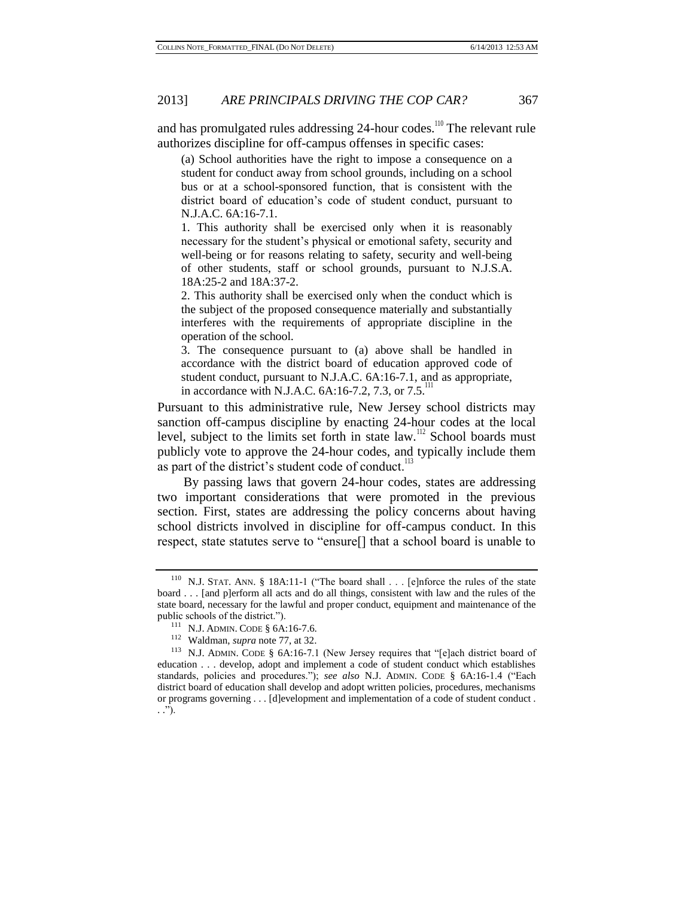and has promulgated rules addressing 24-hour codes.[110] The relevant rule authorizes discipline for off-campus offenses in specific cases:

> (a) School authorities have the right to impose a consequence on a student for conduct away from school grounds, including on a school bus or at a school-sponsored function, that is consistent with the district board of education's code of student conduct, pursuant to N.J.A.C. 6A:16-7.1.
>
> 1. This authority shall be exercised only when it is reasonably necessary for the student's physical or emotional safety, security and well-being or for reasons relating to safety, security and well-being of other students, staff or school grounds, pursuant to N.J.S.A. 18A:25-2 and 18A:37-2.
>
> 2. This authority shall be exercised only when the conduct which is the subject of the proposed consequence materially and substantially interferes with the requirements of appropriate discipline in the operation of the school.
>
> 3. The consequence pursuant to (a) above shall be handled in accordance with the district board of education approved code of student conduct, pursuant to N.J.A.C. 6A:16-7.1, and as appropriate, in accordance with N.J.A.C. 6A:16-7.2, 7.3, or 7.5.[111]

Pursuant to this administrative rule, New Jersey school districts may sanction off-campus discipline by enacting 24-hour codes at the local level, subject to the limits set forth in state law.[112] School boards must publicly vote to approve the 24-hour codes, and typically include them as part of the district's student code of conduct.[113]

By passing laws that govern 24-hour codes, states are addressing two important considerations that were promoted in the previous section. First, states are addressing the policy concerns about having school districts involved in discipline for off-campus conduct. In this respect, state statutes serve to "ensure[] that a school board is unable to

---

[110] N.J. STAT. ANN. § 18A:11-1 ("The board shall . . . [e]nforce the rules of the state board . . . [and p]erform all acts and do all things, consistent with law and the rules of the state board, necessary for the lawful and proper conduct, equipment and maintenance of the public schools of the district.").

[111] N.J. ADMIN. CODE § 6A:16-7.6.

[112] Waldman, *supra* note 77, at 32.

[113] N.J. ADMIN. CODE § 6A:16-7.1 (New Jersey requires that "[e]ach district board of education . . . develop, adopt and implement a code of student conduct which establishes standards, policies and procedures."); *see also* N.J. ADMIN. CODE § 6A:16-1.4 ("Each district board of education shall develop and adopt written policies, procedures, mechanisms or programs governing . . . [d]evelopment and implementation of a code of student conduct . . .").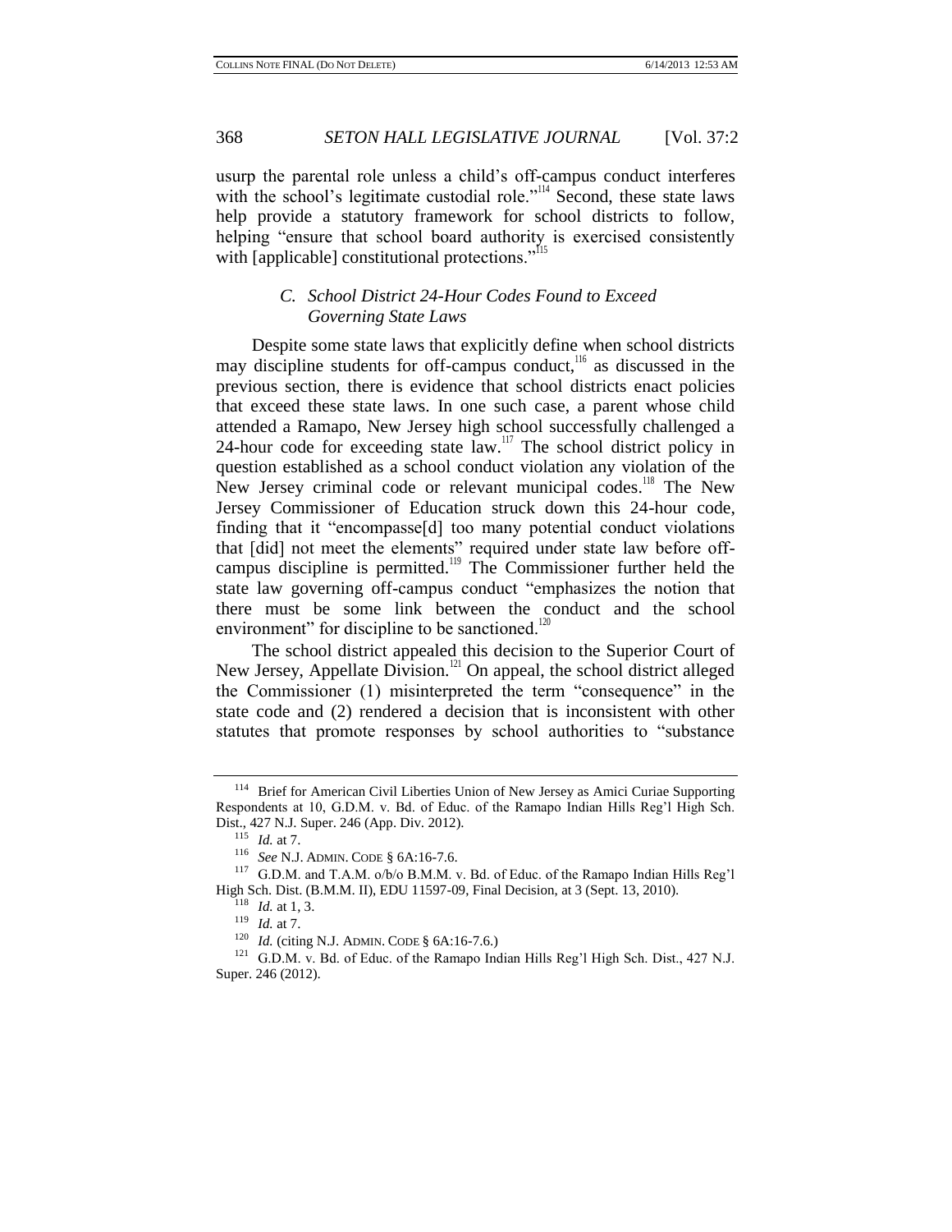usurp the parental role unless a child's off-campus conduct interferes with the school's legitimate custodial role."[114] Second, these state laws help provide a statutory framework for school districts to follow, helping "ensure that school board authority is exercised consistently with [applicable] constitutional protections."[115]

### C. *School District 24-Hour Codes Found to Exceed Governing State Laws*

Despite some state laws that explicitly define when school districts may discipline students for off-campus conduct,[116] as discussed in the previous section, there is evidence that school districts enact policies that exceed these state laws. In one such case, a parent whose child attended a Ramapo, New Jersey high school successfully challenged a 24-hour code for exceeding state law.[117] The school district policy in question established as a school conduct violation any violation of the New Jersey criminal code or relevant municipal codes.[118] The New Jersey Commissioner of Education struck down this 24-hour code, finding that it "encompasse[d] too many potential conduct violations that [did] not meet the elements" required under state law before off-campus discipline is permitted.[119] The Commissioner further held the state law governing off-campus conduct "emphasizes the notion that there must be some link between the conduct and the school environment" for discipline to be sanctioned.[120]

The school district appealed this decision to the Superior Court of New Jersey, Appellate Division.[121] On appeal, the school district alleged the Commissioner (1) misinterpreted the term "consequence" in the state code and (2) rendered a decision that is inconsistent with other statutes that promote responses by school authorities to "substance

---

[114] Brief for American Civil Liberties Union of New Jersey as Amici Curiae Supporting Respondents at 10, G.D.M. v. Bd. of Educ. of the Ramapo Indian Hills Reg'l High Sch. Dist., 427 N.J. Super. 246 (App. Div. 2012).

[115] *Id.* at 7.

[116] *See* N.J. ADMIN. CODE § 6A:16-7.6.

[117] G.D.M. and T.A.M. o/b/o B.M.M. v. Bd. of Educ. of the Ramapo Indian Hills Reg'l High Sch. Dist. (B.M.M. II), EDU 11597-09, Final Decision, at 3 (Sept. 13, 2010).

[118] *Id.* at 1, 3.

[119] *Id.* at 7.

[120] *Id.* (citing N.J. ADMIN. CODE § 6A:16-7.6.)

[121] G.D.M. v. Bd. of Educ. of the Ramapo Indian Hills Reg'l High Sch. Dist., 427 N.J. Super. 246 (2012).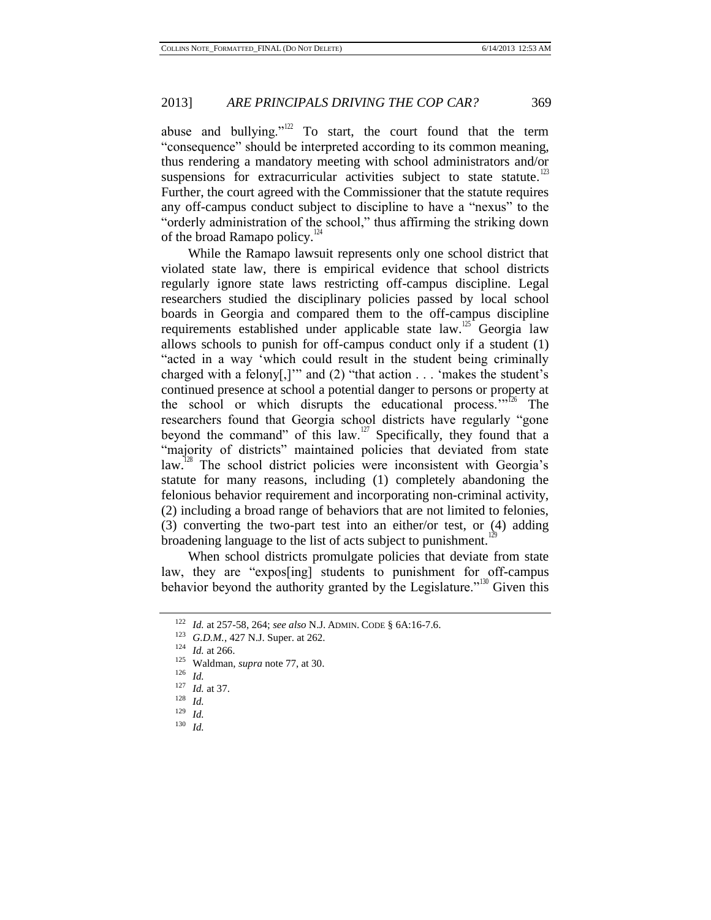abuse and bullying."[122] To start, the court found that the term "consequence" should be interpreted according to its common meaning, thus rendering a mandatory meeting with school administrators and/or suspensions for extracurricular activities subject to state statute.[123] Further, the court agreed with the Commissioner that the statute requires any off-campus conduct subject to discipline to have a "nexus" to the "orderly administration of the school," thus affirming the striking down of the broad Ramapo policy.[124]

While the Ramapo lawsuit represents only one school district that violated state law, there is empirical evidence that school districts regularly ignore state laws restricting off-campus discipline. Legal researchers studied the disciplinary policies passed by local school boards in Georgia and compared them to the off-campus discipline requirements established under applicable state law.[125] Georgia law allows schools to punish for off-campus conduct only if a student (1) "acted in a way 'which could result in the student being criminally charged with a felony[,]'" and (2) "that action . . . 'makes the student's continued presence at school a potential danger to persons or property at the school or which disrupts the educational process.'"[126] The researchers found that Georgia school districts have regularly "gone beyond the command" of this law.[127] Specifically, they found that a "majority of districts" maintained policies that deviated from state law.[128] The school district policies were inconsistent with Georgia's statute for many reasons, including (1) completely abandoning the felonious behavior requirement and incorporating non-criminal activity, (2) including a broad range of behaviors that are not limited to felonies, (3) converting the two-part test into an either/or test, or (4) adding broadening language to the list of acts subject to punishment.[129]

When school districts promulgate policies that deviate from state law, they are "expos[ing] students to punishment for off-campus behavior beyond the authority granted by the Legislature."[130] Given this

---

[122] *Id.* at 257-58, 264; *see also* N.J. ADMIN. CODE § 6A:16-7.6.

[123] *G.D.M.*, 427 N.J. Super. at 262.

[124] *Id.* at 266.

[125] Waldman, *supra* note 77, at 30.

[126] *Id.*

[127] *Id.* at 37.

[128] *Id.*

[129] *Id.*

[130] *Id.*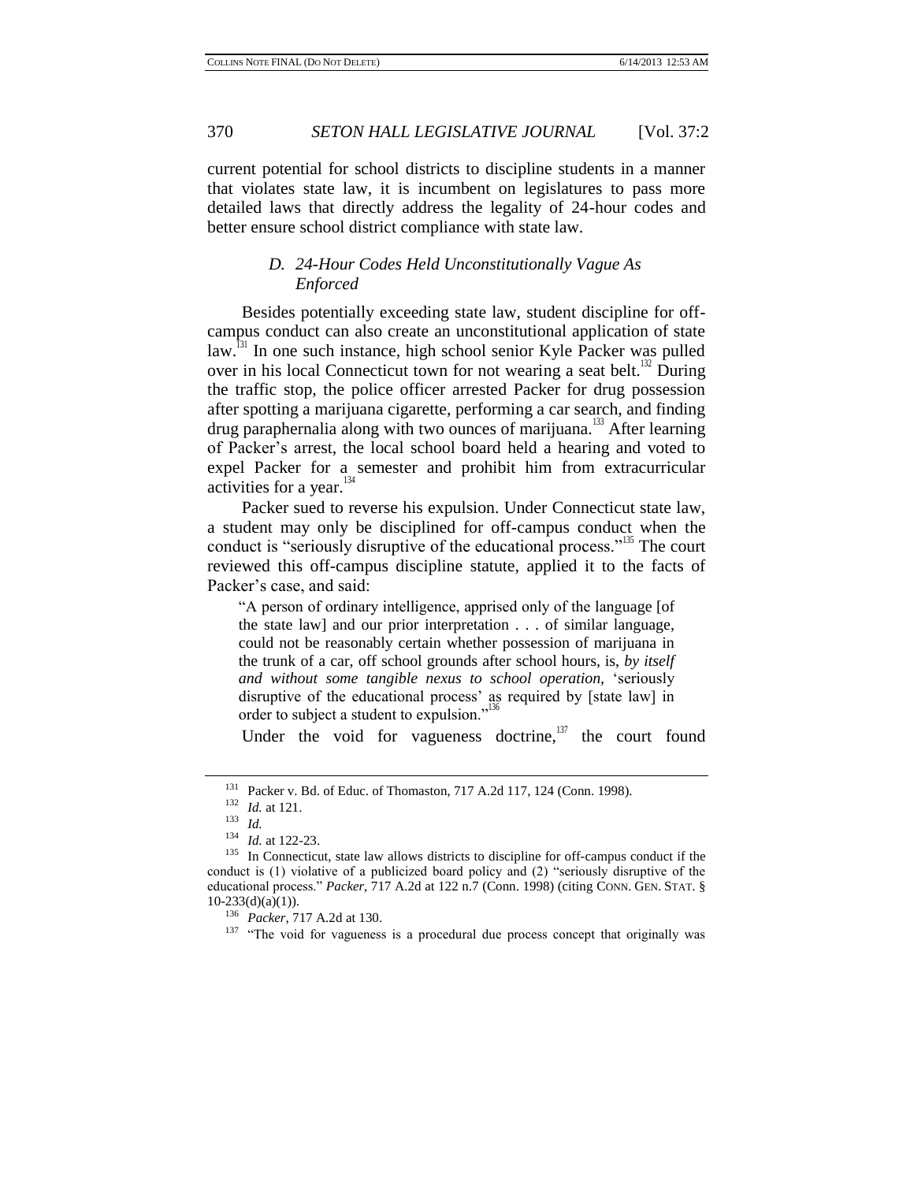current potential for school districts to discipline students in a manner that violates state law, it is incumbent on legislatures to pass more detailed laws that directly address the legality of 24-hour codes and better ensure school district compliance with state law.

### *D. 24-Hour Codes Held Unconstitutionally Vague As Enforced*

Besides potentially exceeding state law, student discipline for off-campus conduct can also create an unconstitutional application of state law.[131] In one such instance, high school senior Kyle Packer was pulled over in his local Connecticut town for not wearing a seat belt.[132] During the traffic stop, the police officer arrested Packer for drug possession after spotting a marijuana cigarette, performing a car search, and finding drug paraphernalia along with two ounces of marijuana.[133] After learning of Packer's arrest, the local school board held a hearing and voted to expel Packer for a semester and prohibit him from extracurricular activities for a year.[134]

Packer sued to reverse his expulsion. Under Connecticut state law, a student may only be disciplined for off-campus conduct when the conduct is "seriously disruptive of the educational process."[135] The court reviewed this off-campus discipline statute, applied it to the facts of Packer's case, and said:

> "A person of ordinary intelligence, apprised only of the language [of the state law] and our prior interpretation . . . of similar language, could not be reasonably certain whether possession of marijuana in the trunk of a car, off school grounds after school hours, is, *by itself and without some tangible nexus to school operation,* 'seriously disruptive of the educational process' as required by [state law] in order to subject a student to expulsion."[136]

Under the void for vagueness doctrine,[137] the court found

---

[131] Packer v. Bd. of Educ. of Thomaston, 717 A.2d 117, 124 (Conn. 1998).

[132] *Id.* at 121.

[133] *Id.*

[134] *Id.* at 122-23.

[135] In Connecticut, state law allows districts to discipline for off-campus conduct if the conduct is (1) violative of a publicized board policy and (2) "seriously disruptive of the educational process." *Packer*, 717 A.2d at 122 n.7 (Conn. 1998) (citing CONN. GEN. STAT. § 10-233(d)(a)(1)).

[136] *Packer*, 717 A.2d at 130.

[137] "The void for vagueness is a procedural due process concept that originally was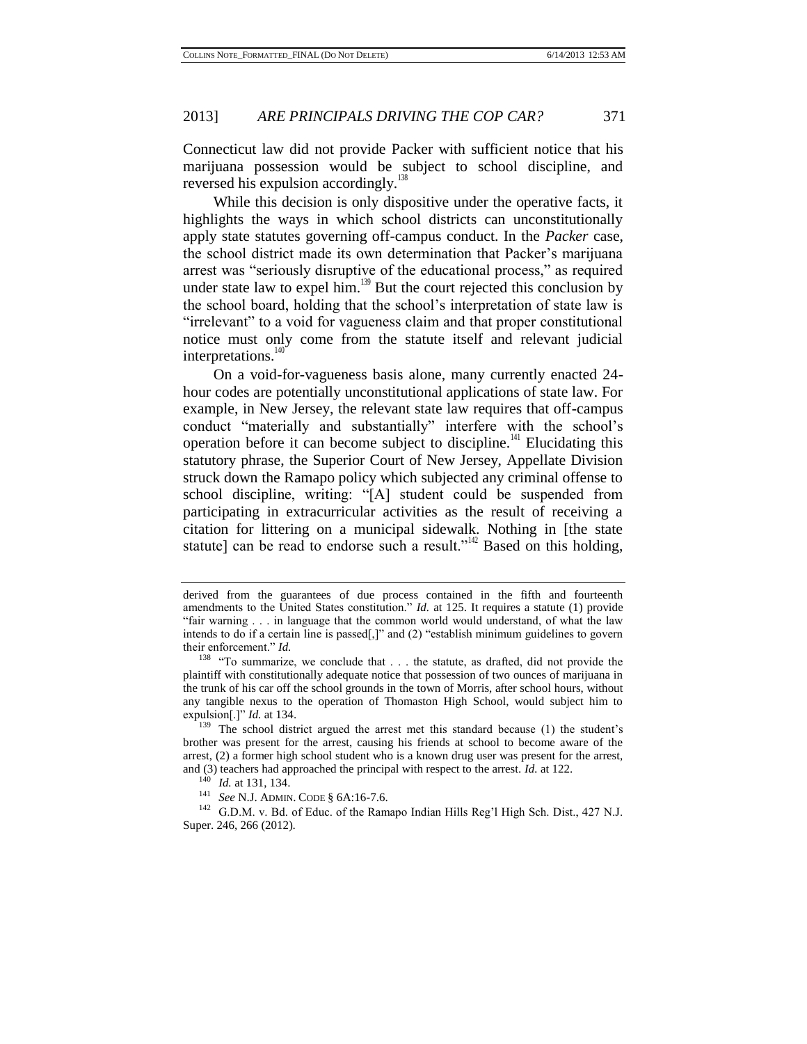Connecticut law did not provide Packer with sufficient notice that his marijuana possession would be subject to school discipline, and reversed his expulsion accordingly.[138]

While this decision is only dispositive under the operative facts, it highlights the ways in which school districts can unconstitutionally apply state statutes governing off-campus conduct. In the *Packer* case, the school district made its own determination that Packer's marijuana arrest was "seriously disruptive of the educational process," as required under state law to expel him.[139] But the court rejected this conclusion by the school board, holding that the school's interpretation of state law is "irrelevant" to a void for vagueness claim and that proper constitutional notice must only come from the statute itself and relevant judicial interpretations.[140]

On a void-for-vagueness basis alone, many currently enacted 24-hour codes are potentially unconstitutional applications of state law. For example, in New Jersey, the relevant state law requires that off-campus conduct "materially and substantially" interfere with the school's operation before it can become subject to discipline.[141] Elucidating this statutory phrase, the Superior Court of New Jersey, Appellate Division struck down the Ramapo policy which subjected any criminal offense to school discipline, writing: "[A] student could be suspended from participating in extracurricular activities as the result of receiving a citation for littering on a municipal sidewalk. Nothing in [the state statute] can be read to endorse such a result."[142] Based on this holding,

---

derived from the guarantees of due process contained in the fifth and fourteenth amendments to the United States constitution." *Id.* at 125. It requires a statute (1) provide "fair warning . . . in language that the common world would understand, of what the law intends to do if a certain line is passed[,]" and (2) "establish minimum guidelines to govern their enforcement." *Id.*

[138] "To summarize, we conclude that . . . the statute, as drafted, did not provide the plaintiff with constitutionally adequate notice that possession of two ounces of marijuana in the trunk of his car off the school grounds in the town of Morris, after school hours, without any tangible nexus to the operation of Thomaston High School, would subject him to expulsion[.]" *Id.* at 134.

[139] The school district argued the arrest met this standard because (1) the student's brother was present for the arrest, causing his friends at school to become aware of the arrest, (2) a former high school student who is a known drug user was present for the arrest, and (3) teachers had approached the principal with respect to the arrest. *Id.* at 122.

[140] *Id.* at 131, 134.

[141] *See* N.J. ADMIN. CODE § 6A:16-7.6.

[142] G.D.M. v. Bd. of Educ. of the Ramapo Indian Hills Reg'l High Sch. Dist., 427 N.J. Super. 246, 266 (2012).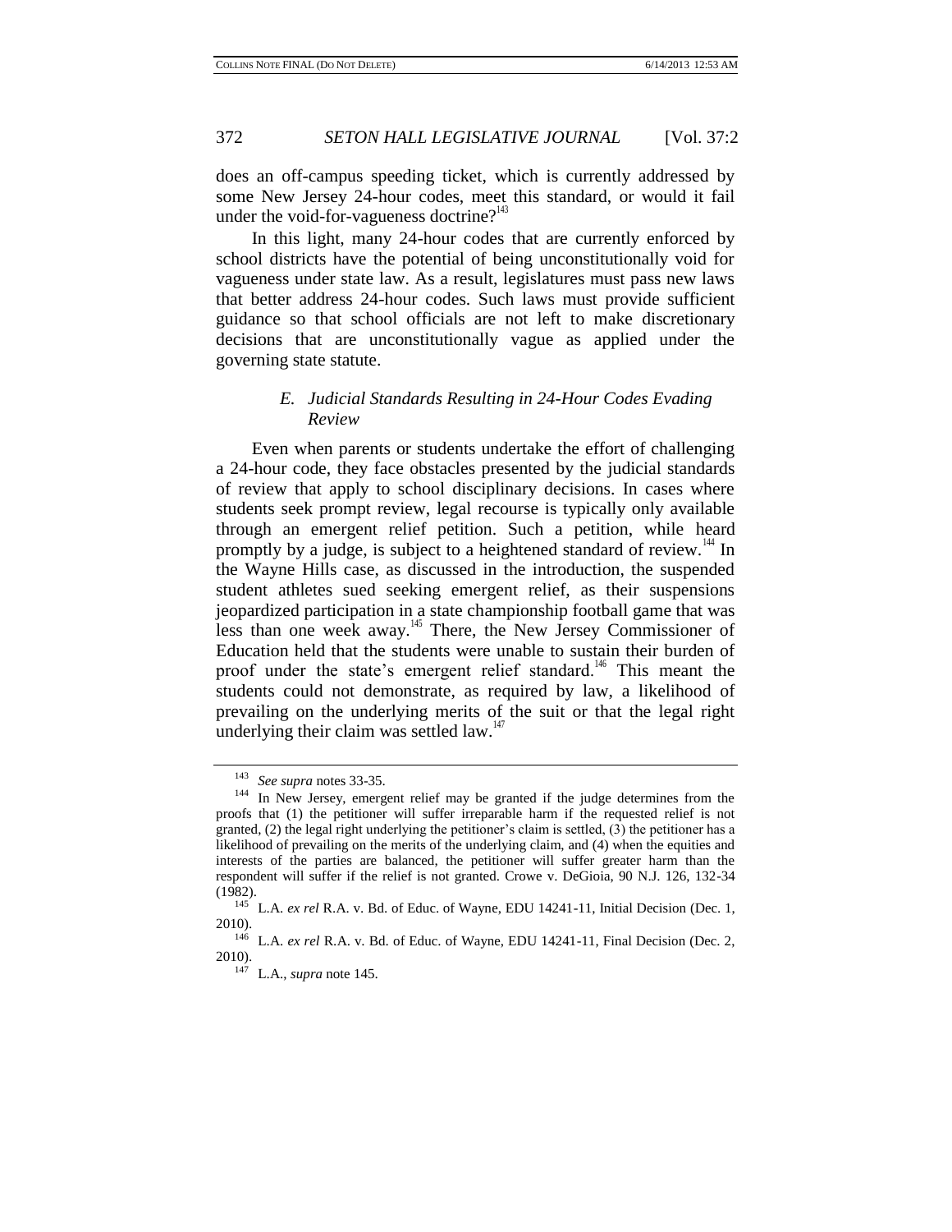does an off-campus speeding ticket, which is currently addressed by some New Jersey 24-hour codes, meet this standard, or would it fail under the void-for-vagueness doctrine?[143]

In this light, many 24-hour codes that are currently enforced by school districts have the potential of being unconstitutionally void for vagueness under state law. As a result, legislatures must pass new laws that better address 24-hour codes. Such laws must provide sufficient guidance so that school officials are not left to make discretionary decisions that are unconstitutionally vague as applied under the governing state statute.

### *E. Judicial Standards Resulting in 24-Hour Codes Evading Review*

Even when parents or students undertake the effort of challenging a 24-hour code, they face obstacles presented by the judicial standards of review that apply to school disciplinary decisions. In cases where students seek prompt review, legal recourse is typically only available through an emergent relief petition. Such a petition, while heard promptly by a judge, is subject to a heightened standard of review.[144] In the Wayne Hills case, as discussed in the introduction, the suspended student athletes sued seeking emergent relief, as their suspensions jeopardized participation in a state championship football game that was less than one week away.[145] There, the New Jersey Commissioner of Education held that the students were unable to sustain their burden of proof under the state's emergent relief standard.[146] This meant the students could not demonstrate, as required by law, a likelihood of prevailing on the underlying merits of the suit or that the legal right underlying their claim was settled law.[147]

---

[143] *See supra* notes 33-35.

[144] In New Jersey, emergent relief may be granted if the judge determines from the proofs that (1) the petitioner will suffer irreparable harm if the requested relief is not granted, (2) the legal right underlying the petitioner's claim is settled, (3) the petitioner has a likelihood of prevailing on the merits of the underlying claim, and (4) when the equities and interests of the parties are balanced, the petitioner will suffer greater harm than the respondent will suffer if the relief is not granted. Crowe v. DeGioia, 90 N.J. 126, 132-34 (1982).

[145] L.A. *ex rel* R.A. v. Bd. of Educ. of Wayne, EDU 14241-11, Initial Decision (Dec. 1, 2010).

[146] L.A. *ex rel* R.A. v. Bd. of Educ. of Wayne, EDU 14241-11, Final Decision (Dec. 2, 2010).

[147] L.A., *supra* note 145.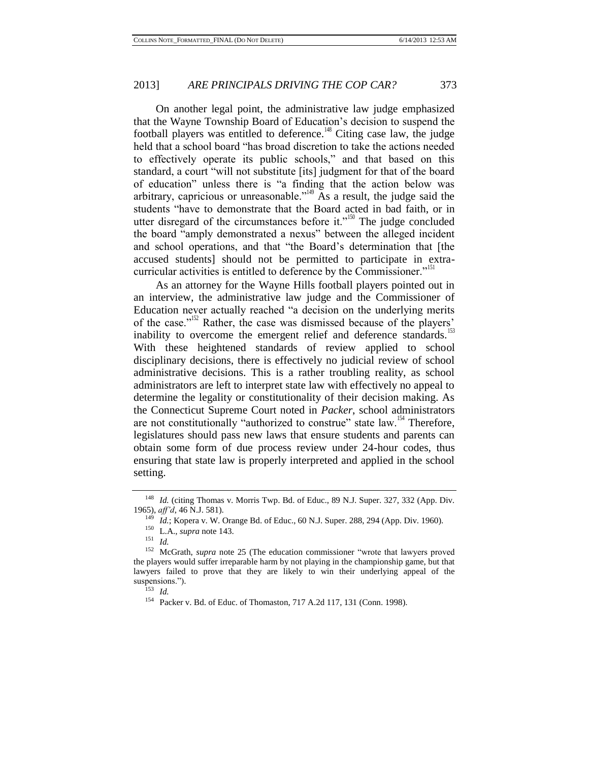On another legal point, the administrative law judge emphasized that the Wayne Township Board of Education's decision to suspend the football players was entitled to deference.[148] Citing case law, the judge held that a school board "has broad discretion to take the actions needed to effectively operate its public schools," and that based on this standard, a court "will not substitute [its] judgment for that of the board of education" unless there is "a finding that the action below was arbitrary, capricious or unreasonable."[149] As a result, the judge said the students "have to demonstrate that the Board acted in bad faith, or in utter disregard of the circumstances before it."[150] The judge concluded the board "amply demonstrated a nexus" between the alleged incident and school operations, and that "the Board's determination that [the accused students] should not be permitted to participate in extra-curricular activities is entitled to deference by the Commissioner."[151]

As an attorney for the Wayne Hills football players pointed out in an interview, the administrative law judge and the Commissioner of Education never actually reached "a decision on the underlying merits of the case."[152] Rather, the case was dismissed because of the players' inability to overcome the emergent relief and deference standards.[153] With these heightened standards of review applied to school disciplinary decisions, there is effectively no judicial review of school administrative decisions. This is a rather troubling reality, as school administrators are left to interpret state law with effectively no appeal to determine the legality or constitutionality of their decision making. As the Connecticut Supreme Court noted in *Packer*, school administrators are not constitutionally "authorized to construe" state law.[154] Therefore, legislatures should pass new laws that ensure students and parents can obtain some form of due process review under 24-hour codes, thus ensuring that state law is properly interpreted and applied in the school setting.

---

[148] *Id.* (citing Thomas v. Morris Twp. Bd. of Educ., 89 N.J. Super. 327, 332 (App. Div. 1965), *aff'd*, 46 N.J. 581).

[149] *Id.*; Kopera v. W. Orange Bd. of Educ., 60 N.J. Super. 288, 294 (App. Div. 1960).

[150] L.A., *supra* note 143.

[151] *Id.*

[152] McGrath, *supra* note 25 (The education commissioner "wrote that lawyers proved the players would suffer irreparable harm by not playing in the championship game, but that lawyers failed to prove that they are likely to win their underlying appeal of the suspensions.").

[153] *Id.*

[154] Packer v. Bd. of Educ. of Thomaston, 717 A.2d 117, 131 (Conn. 1998).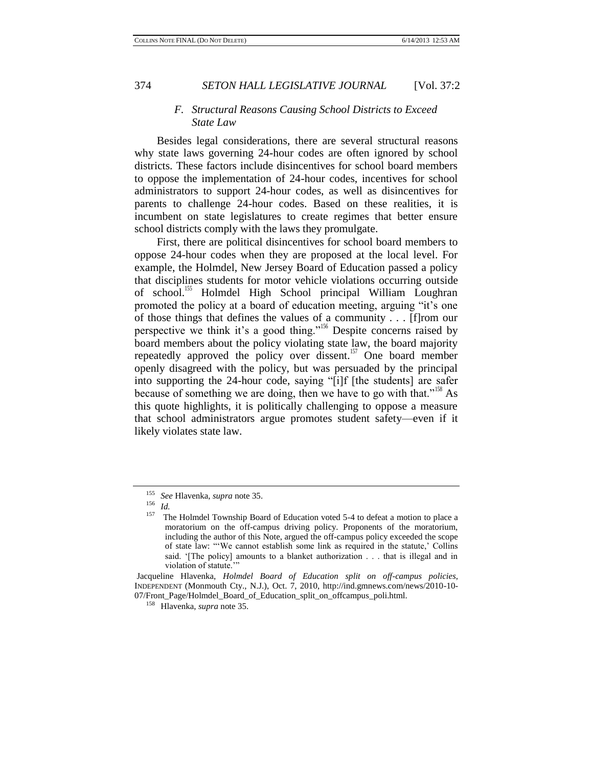### F. *Structural Reasons Causing School Districts to Exceed State Law*

Besides legal considerations, there are several structural reasons why state laws governing 24-hour codes are often ignored by school districts. These factors include disincentives for school board members to oppose the implementation of 24-hour codes, incentives for school administrators to support 24-hour codes, as well as disincentives for parents to challenge 24-hour codes. Based on these realities, it is incumbent on state legislatures to create regimes that better ensure school districts comply with the laws they promulgate.

First, there are political disincentives for school board members to oppose 24-hour codes when they are proposed at the local level. For example, the Holmdel, New Jersey Board of Education passed a policy that disciplines students for motor vehicle violations occurring outside of school.[155] Holmdel High School principal William Loughran promoted the policy at a board of education meeting, arguing "it's one of those things that defines the values of a community . . . [f]rom our perspective we think it's a good thing."[156] Despite concerns raised by board members about the policy violating state law, the board majority repeatedly approved the policy over dissent.[157] One board member openly disagreed with the policy, but was persuaded by the principal into supporting the 24-hour code, saying "[i]f [the students] are safer because of something we are doing, then we have to go with that."[158] As this quote highlights, it is politically challenging to oppose a measure that school administrators argue promotes student safety—even if it likely violates state law.

---

[155] *See* Hlavenka, *supra* note 35.

[156] *Id.*

[157] The Holmdel Township Board of Education voted 5-4 to defeat a motion to place a moratorium on the off-campus driving policy. Proponents of the moratorium, including the author of this Note, argued the off-campus policy exceeded the scope of state law: "'We cannot establish some link as required in the statute,' Collins said. '[The policy] amounts to a blanket authorization . . . that is illegal and in violation of statute.'"

Jacqueline Hlavenka, *Holmdel Board of Education split on off-campus policies*, INDEPENDENT (Monmouth Cty., N.J.), Oct. 7, 2010, http://ind.gmnews.com/news/2010-10-07/Front_Page/Holmdel_Board_of_Education_split_on_offcampus_poli.html.

[158] Hlavenka, *supra* note 35.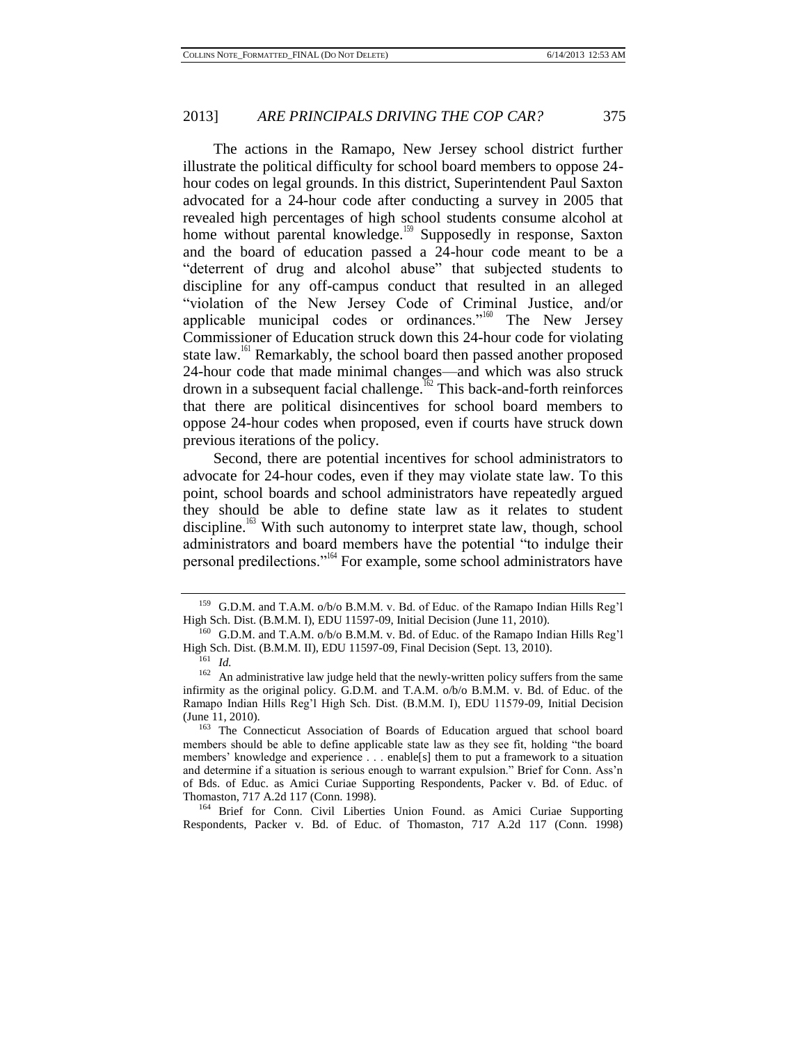The actions in the Ramapo, New Jersey school district further illustrate the political difficulty for school board members to oppose 24-hour codes on legal grounds. In this district, Superintendent Paul Saxton advocated for a 24-hour code after conducting a survey in 2005 that revealed high percentages of high school students consume alcohol at home without parental knowledge.[159] Supposedly in response, Saxton and the board of education passed a 24-hour code meant to be a "deterrent of drug and alcohol abuse" that subjected students to discipline for any off-campus conduct that resulted in an alleged "violation of the New Jersey Code of Criminal Justice, and/or applicable municipal codes or ordinances."[160] The New Jersey Commissioner of Education struck down this 24-hour code for violating state law.[161] Remarkably, the school board then passed another proposed 24-hour code that made minimal changes—and which was also struck drown in a subsequent facial challenge.[162] This back-and-forth reinforces that there are political disincentives for school board members to oppose 24-hour codes when proposed, even if courts have struck down previous iterations of the policy.

Second, there are potential incentives for school administrators to advocate for 24-hour codes, even if they may violate state law. To this point, school boards and school administrators have repeatedly argued they should be able to define state law as it relates to student discipline.[163] With such autonomy to interpret state law, though, school administrators and board members have the potential "to indulge their personal predilections."[164] For example, some school administrators have

---

[159] G.D.M. and T.A.M. o/b/o B.M.M. v. Bd. of Educ. of the Ramapo Indian Hills Reg'l High Sch. Dist. (B.M.M. I), EDU 11597-09, Initial Decision (June 11, 2010).

[160] G.D.M. and T.A.M. o/b/o B.M.M. v. Bd. of Educ. of the Ramapo Indian Hills Reg'l High Sch. Dist. (B.M.M. II), EDU 11597-09, Final Decision (Sept. 13, 2010).

[161] *Id.*

[162] An administrative law judge held that the newly-written policy suffers from the same infirmity as the original policy. G.D.M. and T.A.M. o/b/o B.M.M. v. Bd. of Educ. of the Ramapo Indian Hills Reg'l High Sch. Dist. (B.M.M. I), EDU 11579-09, Initial Decision (June 11, 2010).

[163] The Connecticut Association of Boards of Education argued that school board members should be able to define applicable state law as they see fit, holding "the board members' knowledge and experience . . . enable[s] them to put a framework to a situation and determine if a situation is serious enough to warrant expulsion." Brief for Conn. Ass'n of Bds. of Educ. as Amici Curiae Supporting Respondents, Packer v. Bd. of Educ. of Thomaston, 717 A.2d 117 (Conn. 1998).

[164] Brief for Conn. Civil Liberties Union Found. as Amici Curiae Supporting Respondents, Packer v. Bd. of Educ. of Thomaston, 717 A.2d 117 (Conn. 1998)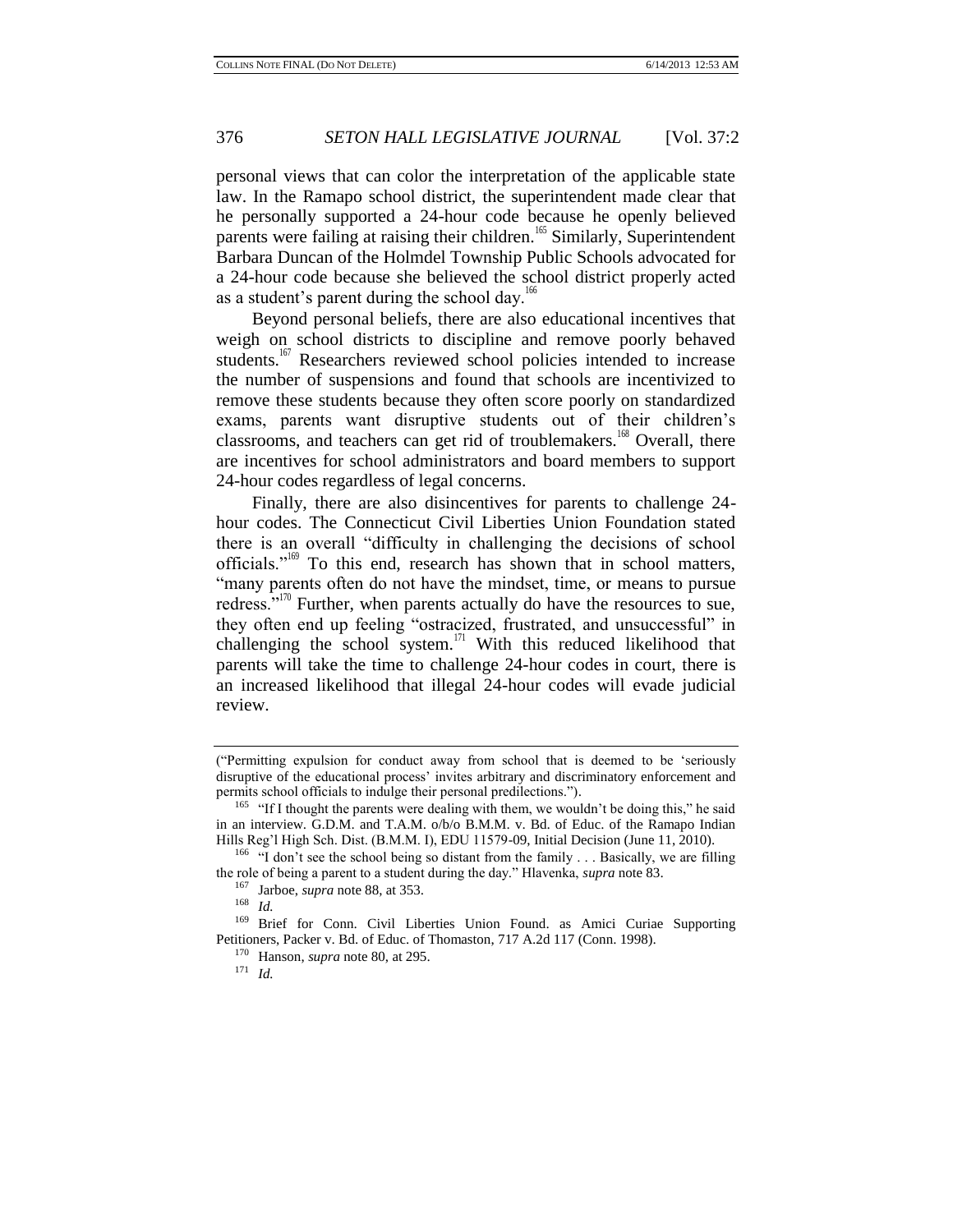personal views that can color the interpretation of the applicable state law. In the Ramapo school district, the superintendent made clear that he personally supported a 24-hour code because he openly believed parents were failing at raising their children.[165] Similarly, Superintendent Barbara Duncan of the Holmdel Township Public Schools advocated for a 24-hour code because she believed the school district properly acted as a student's parent during the school day.[166]

Beyond personal beliefs, there are also educational incentives that weigh on school districts to discipline and remove poorly behaved students.[167] Researchers reviewed school policies intended to increase the number of suspensions and found that schools are incentivized to remove these students because they often score poorly on standardized exams, parents want disruptive students out of their children's classrooms, and teachers can get rid of troublemakers.[168] Overall, there are incentives for school administrators and board members to support 24-hour codes regardless of legal concerns.

Finally, there are also disincentives for parents to challenge 24-hour codes. The Connecticut Civil Liberties Union Foundation stated there is an overall "difficulty in challenging the decisions of school officials."[169] To this end, research has shown that in school matters, "many parents often do not have the mindset, time, or means to pursue redress."[170] Further, when parents actually do have the resources to sue, they often end up feeling "ostracized, frustrated, and unsuccessful" in challenging the school system.[171] With this reduced likelihood that parents will take the time to challenge 24-hour codes in court, there is an increased likelihood that illegal 24-hour codes will evade judicial review.

---

("Permitting expulsion for conduct away from school that is deemed to be 'seriously disruptive of the educational process' invites arbitrary and discriminatory enforcement and permits school officials to indulge their personal predilections.").

[165] "If I thought the parents were dealing with them, we wouldn't be doing this," he said in an interview. G.D.M. and T.A.M. o/b/o B.M.M. v. Bd. of Educ. of the Ramapo Indian Hills Reg'l High Sch. Dist. (B.M.M. I), EDU 11579-09, Initial Decision (June 11, 2010).

[166] "I don't see the school being so distant from the family . . . Basically, we are filling the role of being a parent to a student during the day." Hlavenka, *supra* note 83.

[167] Jarboe, *supra* note 88, at 353.

[168] *Id.*

[169] Brief for Conn. Civil Liberties Union Found. as Amici Curiae Supporting Petitioners, Packer v. Bd. of Educ. of Thomaston, 717 A.2d 117 (Conn. 1998).

[170] Hanson, *supra* note 80, at 295.

[171] *Id.*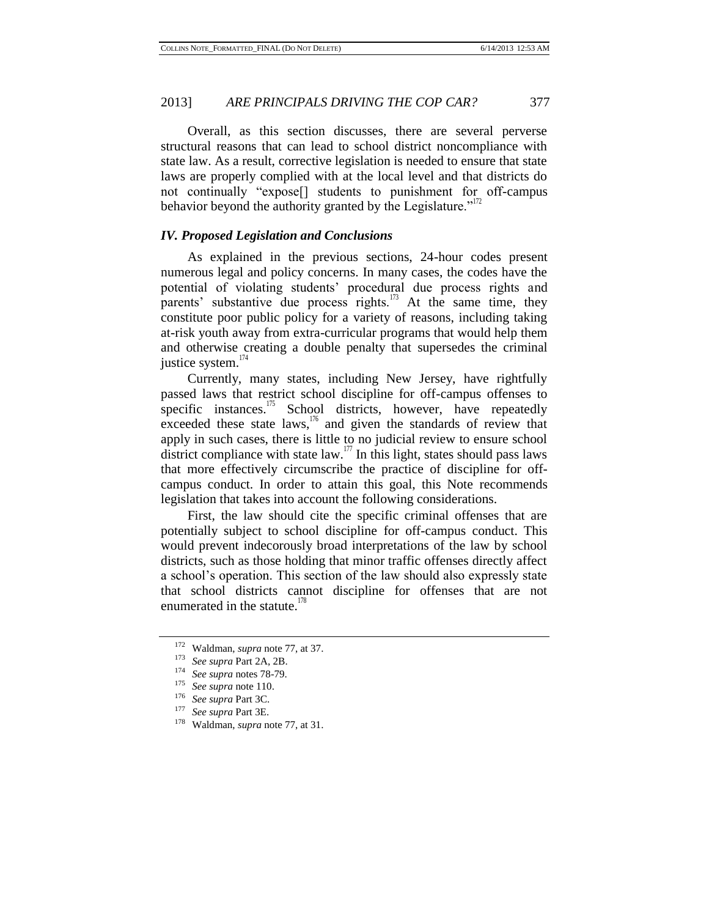Overall, as this section discusses, there are several perverse structural reasons that can lead to school district noncompliance with state law. As a result, corrective legislation is needed to ensure that state laws are properly complied with at the local level and that districts do not continually "expose[] students to punishment for off-campus behavior beyond the authority granted by the Legislature."[172]

### *IV. Proposed Legislation and Conclusions*

As explained in the previous sections, 24-hour codes present numerous legal and policy concerns. In many cases, the codes have the potential of violating students' procedural due process rights and parents' substantive due process rights.[173] At the same time, they constitute poor public policy for a variety of reasons, including taking at-risk youth away from extra-curricular programs that would help them and otherwise creating a double penalty that supersedes the criminal justice system.[174]

Currently, many states, including New Jersey, have rightfully passed laws that restrict school discipline for off-campus offenses to specific instances.[175] School districts, however, have repeatedly exceeded these state laws,[176] and given the standards of review that apply in such cases, there is little to no judicial review to ensure school district compliance with state law.[177] In this light, states should pass laws that more effectively circumscribe the practice of discipline for off-campus conduct. In order to attain this goal, this Note recommends legislation that takes into account the following considerations.

First, the law should cite the specific criminal offenses that are potentially subject to school discipline for off-campus conduct. This would prevent indecorously broad interpretations of the law by school districts, such as those holding that minor traffic offenses directly affect a school's operation. This section of the law should also expressly state that school districts cannot discipline for offenses that are not enumerated in the statute.[178]

---

172 Waldman, *supra* note 77, at 37.

173 *See supra* Part 2A, 2B.

174 *See supra* notes 78-79.

175 *See supra* note 110.

176 *See supra* Part 3C.

177 *See supra* Part 3E.

178 Waldman, *supra* note 77, at 31.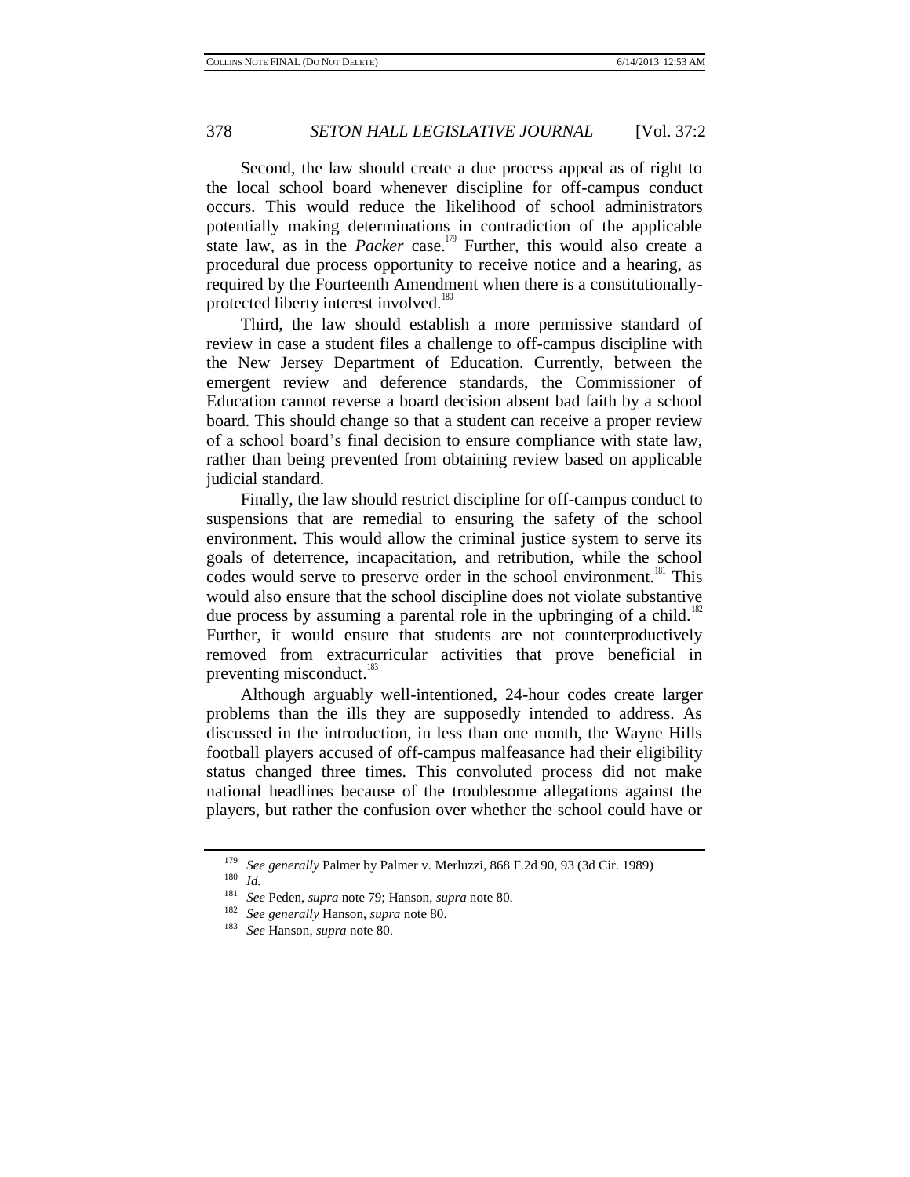Second, the law should create a due process appeal as of right to the local school board whenever discipline for off-campus conduct occurs. This would reduce the likelihood of school administrators potentially making determinations in contradiction of the applicable state law, as in the *Packer* case.[179] Further, this would also create a procedural due process opportunity to receive notice and a hearing, as required by the Fourteenth Amendment when there is a constitutionally-protected liberty interest involved.[180]

Third, the law should establish a more permissive standard of review in case a student files a challenge to off-campus discipline with the New Jersey Department of Education. Currently, between the emergent review and deference standards, the Commissioner of Education cannot reverse a board decision absent bad faith by a school board. This should change so that a student can receive a proper review of a school board's final decision to ensure compliance with state law, rather than being prevented from obtaining review based on applicable judicial standard.

Finally, the law should restrict discipline for off-campus conduct to suspensions that are remedial to ensuring the safety of the school environment. This would allow the criminal justice system to serve its goals of deterrence, incapacitation, and retribution, while the school codes would serve to preserve order in the school environment.[181] This would also ensure that the school discipline does not violate substantive due process by assuming a parental role in the upbringing of a child.[182] Further, it would ensure that students are not counterproductively removed from extracurricular activities that prove beneficial in preventing misconduct.[183]

Although arguably well-intentioned, 24-hour codes create larger problems than the ills they are supposedly intended to address. As discussed in the introduction, in less than one month, the Wayne Hills football players accused of off-campus malfeasance had their eligibility status changed three times. This convoluted process did not make national headlines because of the troublesome allegations against the players, but rather the confusion over whether the school could have or

---

[179] *See generally* Palmer by Palmer v. Merluzzi, 868 F.2d 90, 93 (3d Cir. 1989)

[180] *Id.*

[181] *See* Peden, *supra* note 79; Hanson, *supra* note 80.

[182] *See generally* Hanson, *supra* note 80.

[183] *See* Hanson, *supra* note 80.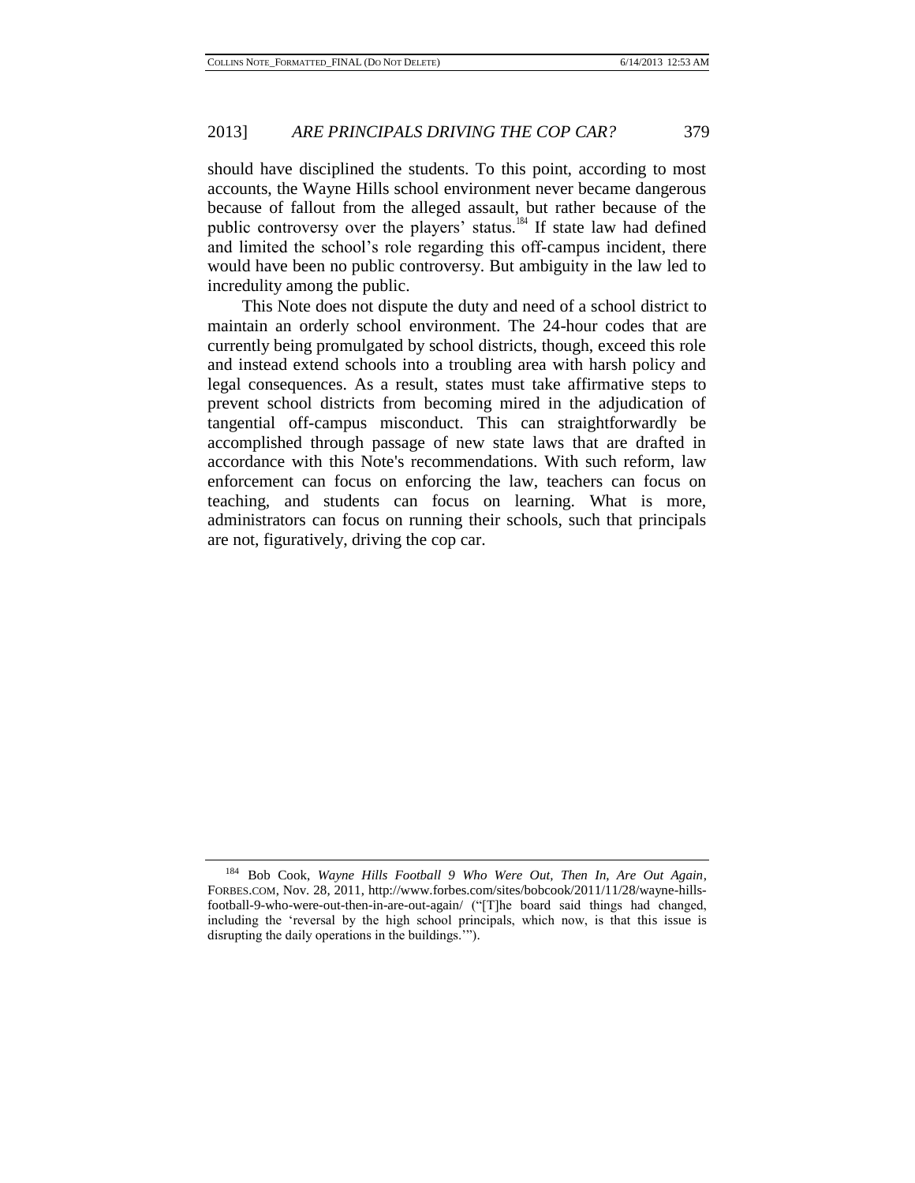should have disciplined the students. To this point, according to most accounts, the Wayne Hills school environment never became dangerous because of fallout from the alleged assault, but rather because of the public controversy over the players' status.[184] If state law had defined and limited the school's role regarding this off-campus incident, there would have been no public controversy. But ambiguity in the law led to incredulity among the public.

This Note does not dispute the duty and need of a school district to maintain an orderly school environment. The 24-hour codes that are currently being promulgated by school districts, though, exceed this role and instead extend schools into a troubling area with harsh policy and legal consequences. As a result, states must take affirmative steps to prevent school districts from becoming mired in the adjudication of tangential off-campus misconduct. This can straightforwardly be accomplished through passage of new state laws that are drafted in accordance with this Note's recommendations. With such reform, law enforcement can focus on enforcing the law, teachers can focus on teaching, and students can focus on learning. What is more, administrators can focus on running their schools, such that principals are not, figuratively, driving the cop car.

---

[184] Bob Cook, *Wayne Hills Football 9 Who Were Out, Then In, Are Out Again*, FORBES.COM, Nov. 28, 2011, http://www.forbes.com/sites/bobcook/2011/11/28/wayne-hills-football-9-who-were-out-then-in-are-out-again/ ("[T]he board said things had changed, including the 'reversal by the high school principals, which now, is that this issue is disrupting the daily operations in the buildings.'").